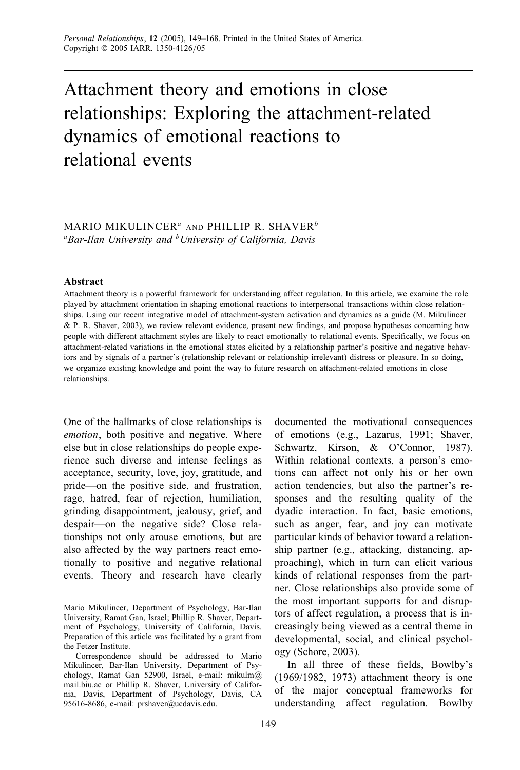# Attachment theory and emotions in close relationships: Exploring the attachment-related dynamics of emotional reactions to relational events

MARIO MIKULINCER[a] AND PHILLIP R. SHAVER[b]

[a]*Bar-Ilan University and* [b]*University of California, Davis*

## Abstract

Attachment theory is a powerful framework for understanding affect regulation. In this article, we examine the role played by attachment orientation in shaping emotional reactions to interpersonal transactions within close relationships. Using our recent integrative model of attachment-system activation and dynamics as a guide (M. Mikulincer & P. R. Shaver, 2003), we review relevant evidence, present new findings, and propose hypotheses concerning how people with different attachment styles are likely to react emotionally to relational events. Specifically, we focus on attachment-related variations in the emotional states elicited by a relationship partner's positive and negative behaviors and by signals of a partner's (relationship relevant or relationship irrelevant) distress or pleasure. In so doing, we organize existing knowledge and point the way to future research on attachment-related emotions in close relationships.

One of the hallmarks of close relationships is *emotion*, both positive and negative. Where else but in close relationships do people experience such diverse and intense feelings as acceptance, security, love, joy, gratitude, and pride—on the positive side, and frustration, rage, hatred, fear of rejection, humiliation, grinding disappointment, jealousy, grief, and despair—on the negative side? Close relationships not only arouse emotions, but are also affected by the way partners react emotionally to positive and negative relational events. Theory and research have clearly documented the motivational consequences of emotions (e.g., Lazarus, 1991; Shaver, Schwartz, Kirson, & O'Connor, 1987). Within relational contexts, a person's emotions can affect not only his or her own action tendencies, but also the partner's responses and the resulting quality of the dyadic interaction. In fact, basic emotions, such as anger, fear, and joy can motivate particular kinds of behavior toward a relationship partner (e.g., attacking, distancing, approaching), which in turn can elicit various kinds of relational responses from the partner. Close relationships also provide some of the most important supports for and disruptors of affect regulation, a process that is increasingly being viewed as a central theme in developmental, social, and clinical psychology (Schore, 2003).

In all three of these fields, Bowlby's (1969/1982, 1973) attachment theory is one of the major conceptual frameworks for understanding affect regulation. Bowlby

---

Mario Mikulincer, Department of Psychology, Bar-Ilan University, Ramat Gan, Israel; Phillip R. Shaver, Department of Psychology, University of California, Davis. Preparation of this article was facilitated by a grant from the Fetzer Institute.

Correspondence should be addressed to Mario Mikulincer, Bar-Ilan University, Department of Psychology, Ramat Gan 52900, Israel, e-mail: mikulm@mail.biu.ac or Phillip R. Shaver, University of California, Davis, Department of Psychology, Davis, CA 95616-8686, e-mail: prshaver@ucdavis.edu.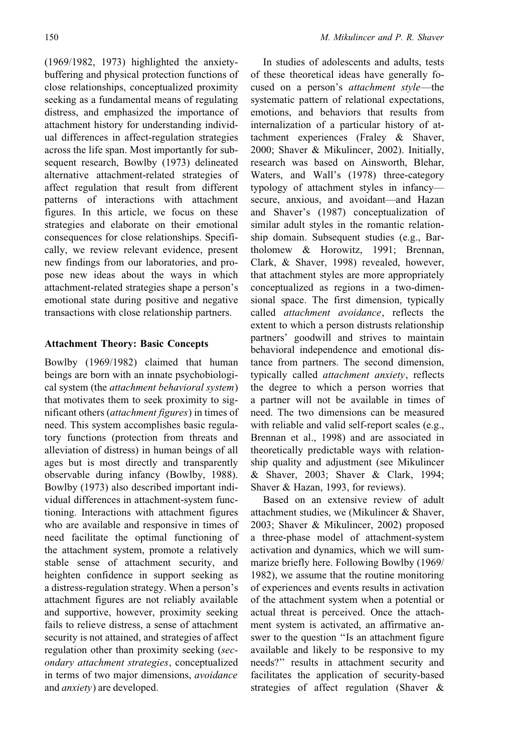(1969/1982, 1973) highlighted the anxiety-buffering and physical protection functions of close relationships, conceptualized proximity seeking as a fundamental means of regulating distress, and emphasized the importance of attachment history for understanding individual differences in affect-regulation strategies across the life span. Most importantly for subsequent research, Bowlby (1973) delineated alternative attachment-related strategies of affect regulation that result from different patterns of interactions with attachment figures. In this article, we focus on these strategies and elaborate on their emotional consequences for close relationships. Specifically, we review relevant evidence, present new findings from our laboratories, and propose new ideas about the ways in which attachment-related strategies shape a person's emotional state during positive and negative transactions with close relationship partners.

## Attachment Theory: Basic Concepts

Bowlby (1969/1982) claimed that human beings are born with an innate psychobiological system (the *attachment behavioral system*) that motivates them to seek proximity to significant others (*attachment figures*) in times of need. This system accomplishes basic regulatory functions (protection from threats and alleviation of distress) in human beings of all ages but is most directly and transparently observable during infancy (Bowlby, 1988). Bowlby (1973) also described important individual differences in attachment-system functioning. Interactions with attachment figures who are available and responsive in times of need facilitate the optimal functioning of the attachment system, promote a relatively stable sense of attachment security, and heighten confidence in support seeking as a distress-regulation strategy. When a person's attachment figures are not reliably available and supportive, however, proximity seeking fails to relieve distress, a sense of attachment security is not attained, and strategies of affect regulation other than proximity seeking (*secondary attachment strategies*, conceptualized in terms of two major dimensions, *avoidance* and *anxiety*) are developed.

In studies of adolescents and adults, tests of these theoretical ideas have generally focused on a person's *attachment style*—the systematic pattern of relational expectations, emotions, and behaviors that results from internalization of a particular history of attachment experiences (Fraley & Shaver, 2000; Shaver & Mikulincer, 2002). Initially, research was based on Ainsworth, Blehar, Waters, and Wall's (1978) three-category typology of attachment styles in infancy—secure, anxious, and avoidant—and Hazan and Shaver's (1987) conceptualization of similar adult styles in the romantic relationship domain. Subsequent studies (e.g., Bartholomew & Horowitz, 1991; Brennan, Clark, & Shaver, 1998) revealed, however, that attachment styles are more appropriately conceptualized as regions in a two-dimensional space. The first dimension, typically called *attachment avoidance*, reflects the extent to which a person distrusts relationship partners' goodwill and strives to maintain behavioral independence and emotional distance from partners. The second dimension, typically called *attachment anxiety*, reflects the degree to which a person worries that a partner will not be available in times of need. The two dimensions can be measured with reliable and valid self-report scales (e.g., Brennan et al., 1998) and are associated in theoretically predictable ways with relationship quality and adjustment (see Mikulincer & Shaver, 2003; Shaver & Clark, 1994; Shaver & Hazan, 1993, for reviews).

Based on an extensive review of adult attachment studies, we (Mikulincer & Shaver, 2003; Shaver & Mikulincer, 2002) proposed a three-phase model of attachment-system activation and dynamics, which we will summarize briefly here. Following Bowlby (1969/1982), we assume that the routine monitoring of experiences and events results in activation of the attachment system when a potential or actual threat is perceived. Once the attachment system is activated, an affirmative answer to the question "Is an attachment figure available and likely to be responsive to my needs?" results in attachment security and facilitates the application of security-based strategies of affect regulation (Shaver &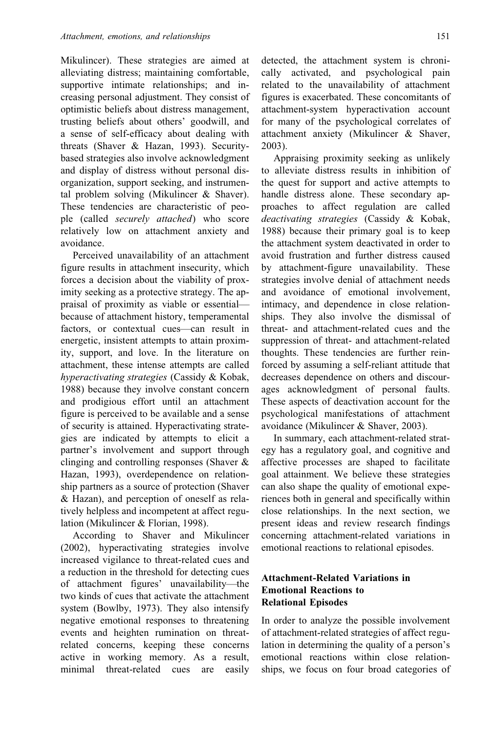Mikulincer). These strategies are aimed at alleviating distress; maintaining comfortable, supportive intimate relationships; and increasing personal adjustment. They consist of optimistic beliefs about distress management, trusting beliefs about others' goodwill, and a sense of self-efficacy about dealing with threats (Shaver & Hazan, 1993). Security-based strategies also involve acknowledgment and display of distress without personal disorganization, support seeking, and instrumental problem solving (Mikulincer & Shaver). These tendencies are characteristic of people (called *securely attached*) who score relatively low on attachment anxiety and avoidance.

Perceived unavailability of an attachment figure results in attachment insecurity, which forces a decision about the viability of proximity seeking as a protective strategy. The appraisal of proximity as viable or essential—because of attachment history, temperamental factors, or contextual cues—can result in energetic, insistent attempts to attain proximity, support, and love. In the literature on attachment, these intense attempts are called *hyperactivating strategies* (Cassidy & Kobak, 1988) because they involve constant concern and prodigious effort until an attachment figure is perceived to be available and a sense of security is attained. Hyperactivating strategies are indicated by attempts to elicit a partner's involvement and support through clinging and controlling responses (Shaver & Hazan, 1993), overdependence on relationship partners as a source of protection (Shaver & Hazan), and perception of oneself as relatively helpless and incompetent at affect regulation (Mikulincer & Florian, 1998).

According to Shaver and Mikulincer (2002), hyperactivating strategies involve increased vigilance to threat-related cues and a reduction in the threshold for detecting cues of attachment figures' unavailability—the two kinds of cues that activate the attachment system (Bowlby, 1973). They also intensify negative emotional responses to threatening events and heighten rumination on threat-related concerns, keeping these concerns active in working memory. As a result, minimal threat-related cues are easily detected, the attachment system is chronically activated, and psychological pain related to the unavailability of attachment figures is exacerbated. These concomitants of attachment-system hyperactivation account for many of the psychological correlates of attachment anxiety (Mikulincer & Shaver, 2003).

Appraising proximity seeking as unlikely to alleviate distress results in inhibition of the quest for support and active attempts to handle distress alone. These secondary approaches to affect regulation are called *deactivating strategies* (Cassidy & Kobak, 1988) because their primary goal is to keep the attachment system deactivated in order to avoid frustration and further distress caused by attachment-figure unavailability. These strategies involve denial of attachment needs and avoidance of emotional involvement, intimacy, and dependence in close relationships. They also involve the dismissal of threat- and attachment-related cues and the suppression of threat- and attachment-related thoughts. These tendencies are further reinforced by assuming a self-reliant attitude that decreases dependence on others and discourages acknowledgment of personal faults. These aspects of deactivation account for the psychological manifestations of attachment avoidance (Mikulincer & Shaver, 2003).

In summary, each attachment-related strategy has a regulatory goal, and cognitive and affective processes are shaped to facilitate goal attainment. We believe these strategies can also shape the quality of emotional experiences both in general and specifically within close relationships. In the next section, we present ideas and review research findings concerning attachment-related variations in emotional reactions to relational episodes.

## Attachment-Related Variations in Emotional Reactions to Relational Episodes

In order to analyze the possible involvement of attachment-related strategies of affect regulation in determining the quality of a person's emotional reactions within close relationships, we focus on four broad categories of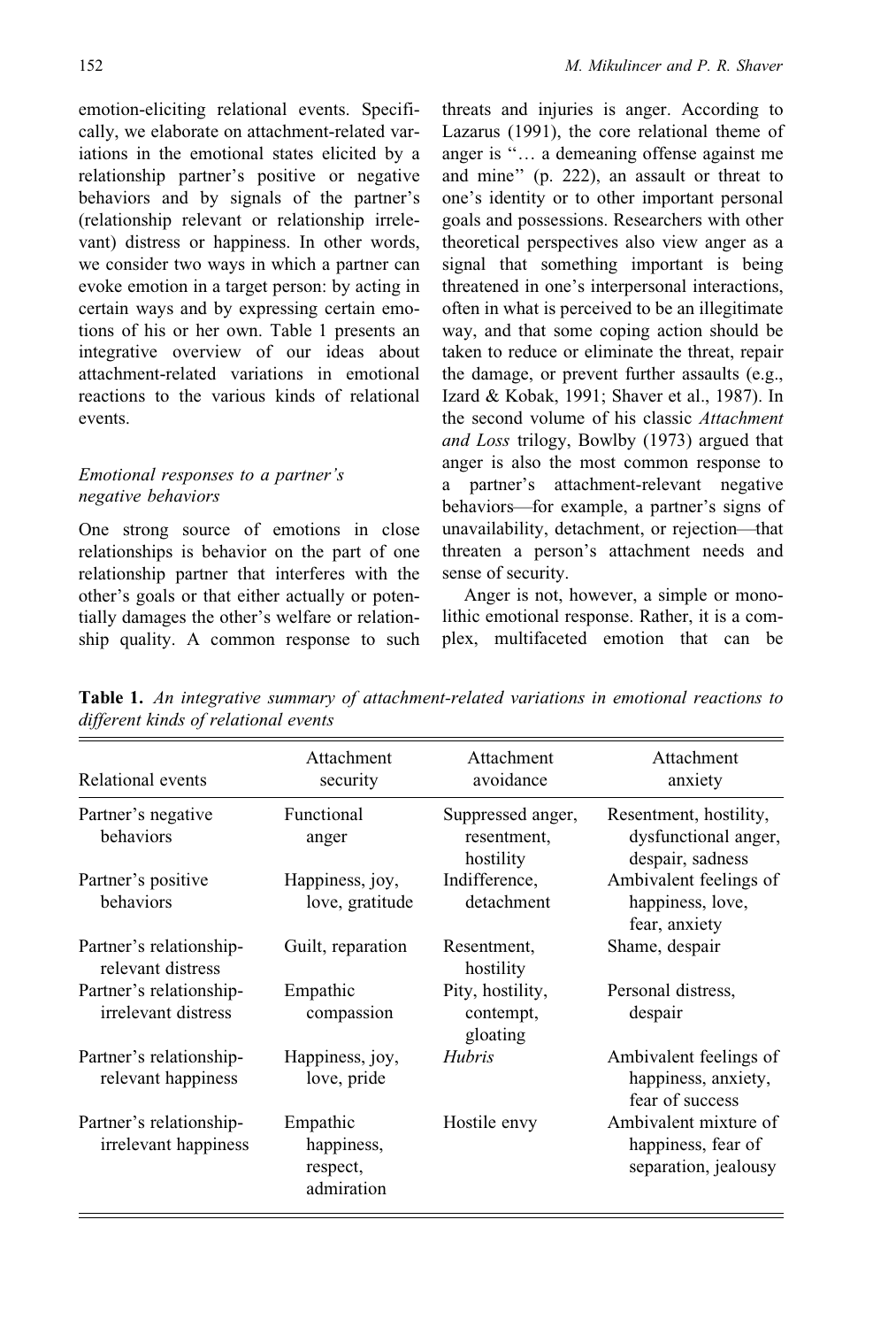emotion-eliciting relational events. Specifically, we elaborate on attachment-related variations in the emotional states elicited by a relationship partner's positive or negative behaviors and by signals of the partner's (relationship relevant or relationship irrelevant) distress or happiness. In other words, we consider two ways in which a partner can evoke emotion in a target person: by acting in certain ways and by expressing certain emotions of his or her own. Table 1 presents an integrative overview of our ideas about attachment-related variations in emotional reactions to the various kinds of relational events.

### *Emotional responses to a partner's negative behaviors*

One strong source of emotions in close relationships is behavior on the part of one relationship partner that interferes with the other's goals or that either actually or potentially damages the other's welfare or relationship quality. A common response to such threats and injuries is anger. According to Lazarus (1991), the core relational theme of anger is ''… a demeaning offense against me and mine'' (p. 222), an assault or threat to one's identity or to other important personal goals and possessions. Researchers with other theoretical perspectives also view anger as a signal that something important is being threatened in one's interpersonal interactions, often in what is perceived to be an illegitimate way, and that some coping action should be taken to reduce or eliminate the threat, repair the damage, or prevent further assaults (e.g., Izard & Kobak, 1991; Shaver et al., 1987). In the second volume of his classic *Attachment and Loss* trilogy, Bowlby (1973) argued that anger is also the most common response to a partner's attachment-relevant negative behaviors—for example, a partner's signs of unavailability, detachment, or rejection—that threaten a person's attachment needs and sense of security.

Anger is not, however, a simple or monolithic emotional response. Rather, it is a complex, multifaceted emotion that can be

**Table 1.** *An integrative summary of attachment-related variations in emotional reactions to different kinds of relational events*

| Relational events | Attachment security | Attachment avoidance | Attachment anxiety |
|---|---|---|---|
| Partner's negative behaviors | Functional anger | Suppressed anger, resentment, hostility | Resentment, hostility, dysfunctional anger, despair, sadness |
| Partner's positive behaviors | Happiness, joy, love, gratitude | Indifference, detachment | Ambivalent feelings of happiness, love, fear, anxiety |
| Partner's relationship-relevant distress | Guilt, reparation | Resentment, hostility | Shame, despair |
| Partner's relationship-irrelevant distress | Empathic compassion | Pity, hostility, contempt, gloating | Personal distress, despair |
| Partner's relationship-relevant happiness | Happiness, joy, love, pride | *Hubris* | Ambivalent feelings of happiness, anxiety, fear of success |
| Partner's relationship-irrelevant happiness | Empathic happiness, respect, admiration | Hostile envy | Ambivalent mixture of happiness, fear of separation, jealousy |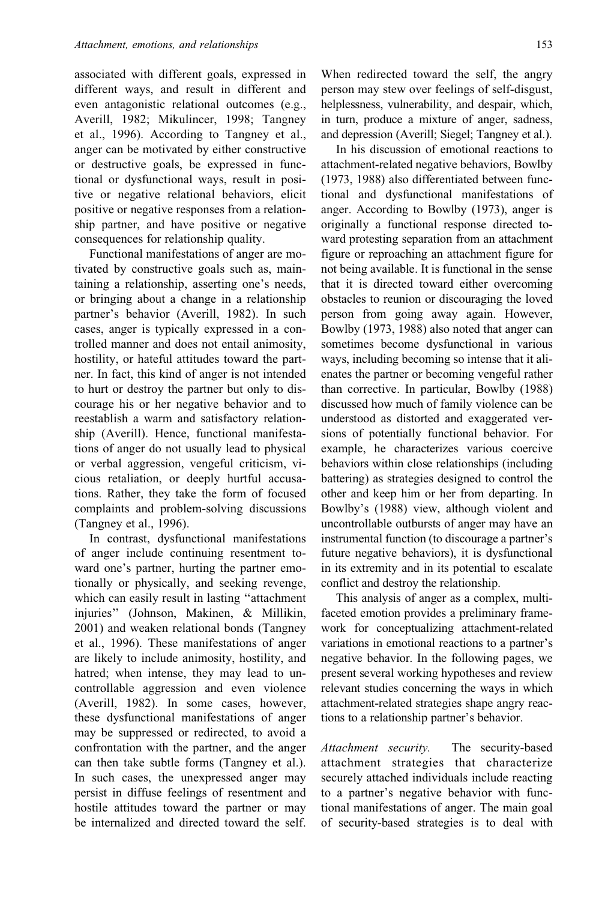associated with different goals, expressed in different ways, and result in different and even antagonistic relational outcomes (e.g., Averill, 1982; Mikulincer, 1998; Tangney et al., 1996). According to Tangney et al., anger can be motivated by either constructive or destructive goals, be expressed in functional or dysfunctional ways, result in positive or negative relational behaviors, elicit positive or negative responses from a relationship partner, and have positive or negative consequences for relationship quality.

Functional manifestations of anger are motivated by constructive goals such as, maintaining a relationship, asserting one's needs, or bringing about a change in a relationship partner's behavior (Averill, 1982). In such cases, anger is typically expressed in a controlled manner and does not entail animosity, hostility, or hateful attitudes toward the partner. In fact, this kind of anger is not intended to hurt or destroy the partner but only to discourage his or her negative behavior and to reestablish a warm and satisfactory relationship (Averill). Hence, functional manifestations of anger do not usually lead to physical or verbal aggression, vengeful criticism, vicious retaliation, or deeply hurtful accusations. Rather, they take the form of focused complaints and problem-solving discussions (Tangney et al., 1996).

In contrast, dysfunctional manifestations of anger include continuing resentment toward one's partner, hurting the partner emotionally or physically, and seeking revenge, which can easily result in lasting "attachment injuries" (Johnson, Makinen, & Millikin, 2001) and weaken relational bonds (Tangney et al., 1996). These manifestations of anger are likely to include animosity, hostility, and hatred; when intense, they may lead to uncontrollable aggression and even violence (Averill, 1982). In some cases, however, these dysfunctional manifestations of anger may be suppressed or redirected, to avoid a confrontation with the partner, and the anger can then take subtle forms (Tangney et al.). In such cases, the unexpressed anger may persist in diffuse feelings of resentment and hostile attitudes toward the partner or may be internalized and directed toward the self. When redirected toward the self, the angry person may stew over feelings of self-disgust, helplessness, vulnerability, and despair, which, in turn, produce a mixture of anger, sadness, and depression (Averill; Siegel; Tangney et al.).

In his discussion of emotional reactions to attachment-related negative behaviors, Bowlby (1973, 1988) also differentiated between functional and dysfunctional manifestations of anger. According to Bowlby (1973), anger is originally a functional response directed toward protesting separation from an attachment figure or reproaching an attachment figure for not being available. It is functional in the sense that it is directed toward either overcoming obstacles to reunion or discouraging the loved person from going away again. However, Bowlby (1973, 1988) also noted that anger can sometimes become dysfunctional in various ways, including becoming so intense that it alienates the partner or becoming vengeful rather than corrective. In particular, Bowlby (1988) discussed how much of family violence can be understood as distorted and exaggerated versions of potentially functional behavior. For example, he characterizes various coercive behaviors within close relationships (including battering) as strategies designed to control the other and keep him or her from departing. In Bowlby's (1988) view, although violent and uncontrollable outbursts of anger may have an instrumental function (to discourage a partner's future negative behaviors), it is dysfunctional in its extremity and in its potential to escalate conflict and destroy the relationship.

This analysis of anger as a complex, multifaceted emotion provides a preliminary framework for conceptualizing attachment-related variations in emotional reactions to a partner's negative behavior. In the following pages, we present several working hypotheses and review relevant studies concerning the ways in which attachment-related strategies shape angry reactions to a relationship partner's behavior.

*Attachment security.* The security-based attachment strategies that characterize securely attached individuals include reacting to a partner's negative behavior with functional manifestations of anger. The main goal of security-based strategies is to deal with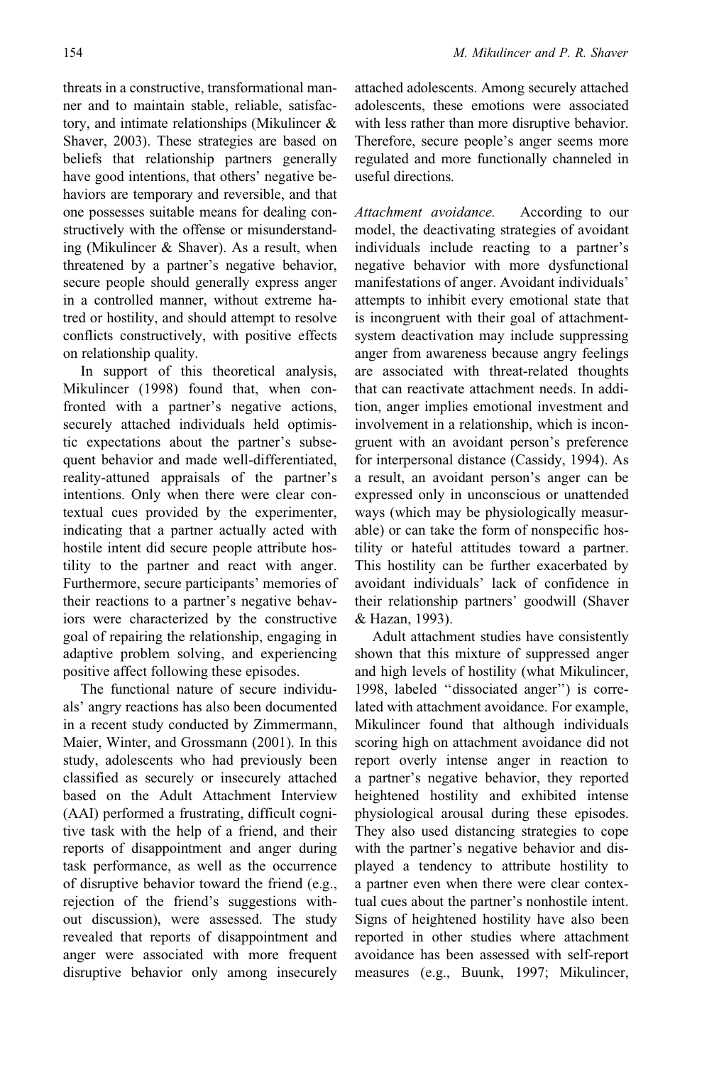threats in a constructive, transformational manner and to maintain stable, reliable, satisfactory, and intimate relationships (Mikulincer & Shaver, 2003). These strategies are based on beliefs that relationship partners generally have good intentions, that others' negative behaviors are temporary and reversible, and that one possesses suitable means for dealing constructively with the offense or misunderstanding (Mikulincer & Shaver). As a result, when threatened by a partner's negative behavior, secure people should generally express anger in a controlled manner, without extreme hatred or hostility, and should attempt to resolve conflicts constructively, with positive effects on relationship quality.

In support of this theoretical analysis, Mikulincer (1998) found that, when confronted with a partner's negative actions, securely attached individuals held optimistic expectations about the partner's subsequent behavior and made well-differentiated, reality-attuned appraisals of the partner's intentions. Only when there were clear contextual cues provided by the experimenter, indicating that a partner actually acted with hostile intent did secure people attribute hostility to the partner and react with anger. Furthermore, secure participants' memories of their reactions to a partner's negative behaviors were characterized by the constructive goal of repairing the relationship, engaging in adaptive problem solving, and experiencing positive affect following these episodes.

The functional nature of secure individuals' angry reactions has also been documented in a recent study conducted by Zimmermann, Maier, Winter, and Grossmann (2001). In this study, adolescents who had previously been classified as securely or insecurely attached based on the Adult Attachment Interview (AAI) performed a frustrating, difficult cognitive task with the help of a friend, and their reports of disappointment and anger during task performance, as well as the occurrence of disruptive behavior toward the friend (e.g., rejection of the friend's suggestions without discussion), were assessed. The study revealed that reports of disappointment and anger were associated with more frequent disruptive behavior only among insecurely attached adolescents. Among securely attached adolescents, these emotions were associated with less rather than more disruptive behavior. Therefore, secure people's anger seems more regulated and more functionally channeled in useful directions.

*Attachment avoidance.* According to our model, the deactivating strategies of avoidant individuals include reacting to a partner's negative behavior with more dysfunctional manifestations of anger. Avoidant individuals' attempts to inhibit every emotional state that is incongruent with their goal of attachment-system deactivation may include suppressing anger from awareness because angry feelings are associated with threat-related thoughts that can reactivate attachment needs. In addition, anger implies emotional investment and involvement in a relationship, which is incongruent with an avoidant person's preference for interpersonal distance (Cassidy, 1994). As a result, an avoidant person's anger can be expressed only in unconscious or unattended ways (which may be physiologically measurable) or can take the form of nonspecific hostility or hateful attitudes toward a partner. This hostility can be further exacerbated by avoidant individuals' lack of confidence in their relationship partners' goodwill (Shaver & Hazan, 1993).

Adult attachment studies have consistently shown that this mixture of suppressed anger and high levels of hostility (what Mikulincer, 1998, labeled "dissociated anger") is correlated with attachment avoidance. For example, Mikulincer found that although individuals scoring high on attachment avoidance did not report overly intense anger in reaction to a partner's negative behavior, they reported heightened hostility and exhibited intense physiological arousal during these episodes. They also used distancing strategies to cope with the partner's negative behavior and displayed a tendency to attribute hostility to a partner even when there were clear contextual cues about the partner's nonhostile intent. Signs of heightened hostility have also been reported in other studies where attachment avoidance has been assessed with self-report measures (e.g., Buunk, 1997; Mikulincer,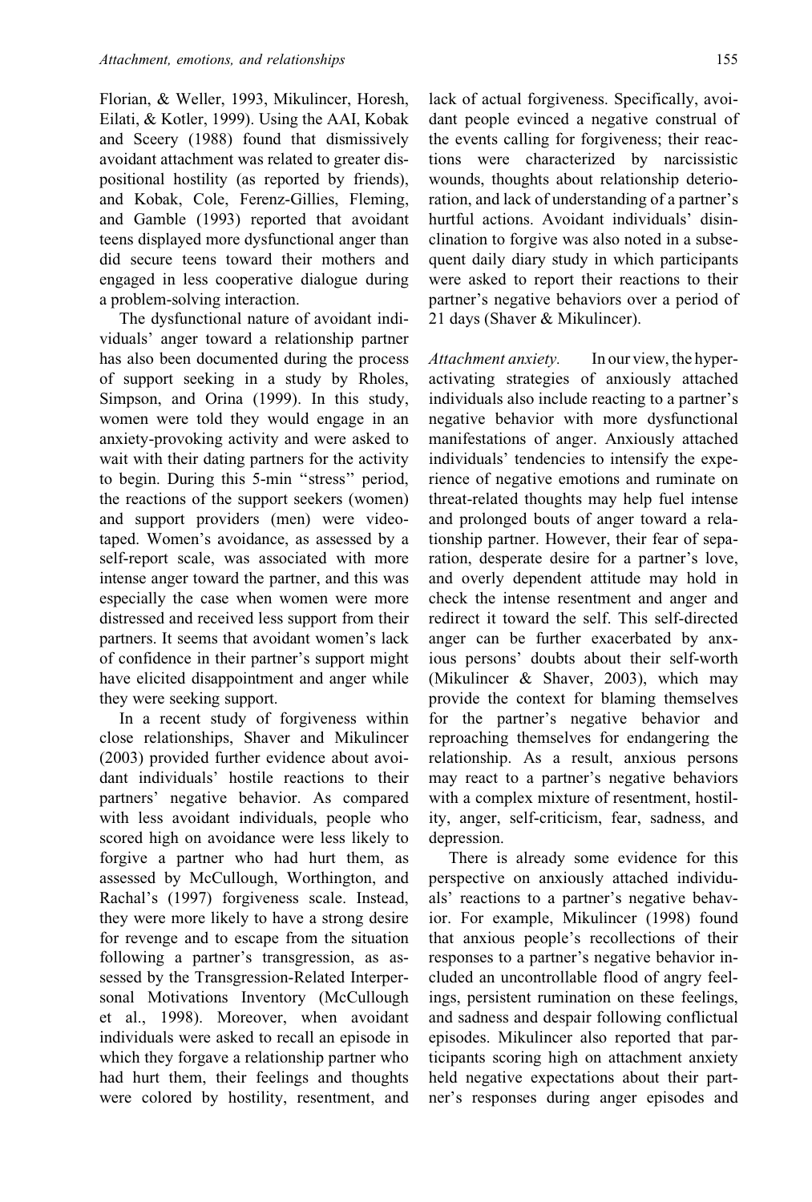Florian, & Weller, 1993, Mikulincer, Horesh, Eilati, & Kotler, 1999). Using the AAI, Kobak and Sceery (1988) found that dismissively avoidant attachment was related to greater dispositional hostility (as reported by friends), and Kobak, Cole, Ferenz-Gillies, Fleming, and Gamble (1993) reported that avoidant teens displayed more dysfunctional anger than did secure teens toward their mothers and engaged in less cooperative dialogue during a problem-solving interaction.

The dysfunctional nature of avoidant individuals' anger toward a relationship partner has also been documented during the process of support seeking in a study by Rholes, Simpson, and Orina (1999). In this study, women were told they would engage in an anxiety-provoking activity and were asked to wait with their dating partners for the activity to begin. During this 5-min "stress" period, the reactions of the support seekers (women) and support providers (men) were videotaped. Women's avoidance, as assessed by a self-report scale, was associated with more intense anger toward the partner, and this was especially the case when women were more distressed and received less support from their partners. It seems that avoidant women's lack of confidence in their partner's support might have elicited disappointment and anger while they were seeking support.

In a recent study of forgiveness within close relationships, Shaver and Mikulincer (2003) provided further evidence about avoidant individuals' hostile reactions to their partners' negative behavior. As compared with less avoidant individuals, people who scored high on avoidance were less likely to forgive a partner who had hurt them, as assessed by McCullough, Worthington, and Rachal's (1997) forgiveness scale. Instead, they were more likely to have a strong desire for revenge and to escape from the situation following a partner's transgression, as assessed by the Transgression-Related Interpersonal Motivations Inventory (McCullough et al., 1998). Moreover, when avoidant individuals were asked to recall an episode in which they forgave a relationship partner who had hurt them, their feelings and thoughts were colored by hostility, resentment, and lack of actual forgiveness. Specifically, avoidant people evinced a negative construal of the events calling for forgiveness; their reactions were characterized by narcissistic wounds, thoughts about relationship deterioration, and lack of understanding of a partner's hurtful actions. Avoidant individuals' disinclination to forgive was also noted in a subsequent daily diary study in which participants were asked to report their reactions to their partner's negative behaviors over a period of 21 days (Shaver & Mikulincer).

*Attachment anxiety.* In our view, the hyperactivating strategies of anxiously attached individuals also include reacting to a partner's negative behavior with more dysfunctional manifestations of anger. Anxiously attached individuals' tendencies to intensify the experience of negative emotions and ruminate on threat-related thoughts may help fuel intense and prolonged bouts of anger toward a relationship partner. However, their fear of separation, desperate desire for a partner's love, and overly dependent attitude may hold in check the intense resentment and anger and redirect it toward the self. This self-directed anger can be further exacerbated by anxious persons' doubts about their self-worth (Mikulincer & Shaver, 2003), which may provide the context for blaming themselves for the partner's negative behavior and reproaching themselves for endangering the relationship. As a result, anxious persons may react to a partner's negative behaviors with a complex mixture of resentment, hostility, anger, self-criticism, fear, sadness, and depression.

There is already some evidence for this perspective on anxiously attached individuals' reactions to a partner's negative behavior. For example, Mikulincer (1998) found that anxious people's recollections of their responses to a partner's negative behavior included an uncontrollable flood of angry feelings, persistent rumination on these feelings, and sadness and despair following conflictual episodes. Mikulincer also reported that participants scoring high on attachment anxiety held negative expectations about their partner's responses during anger episodes and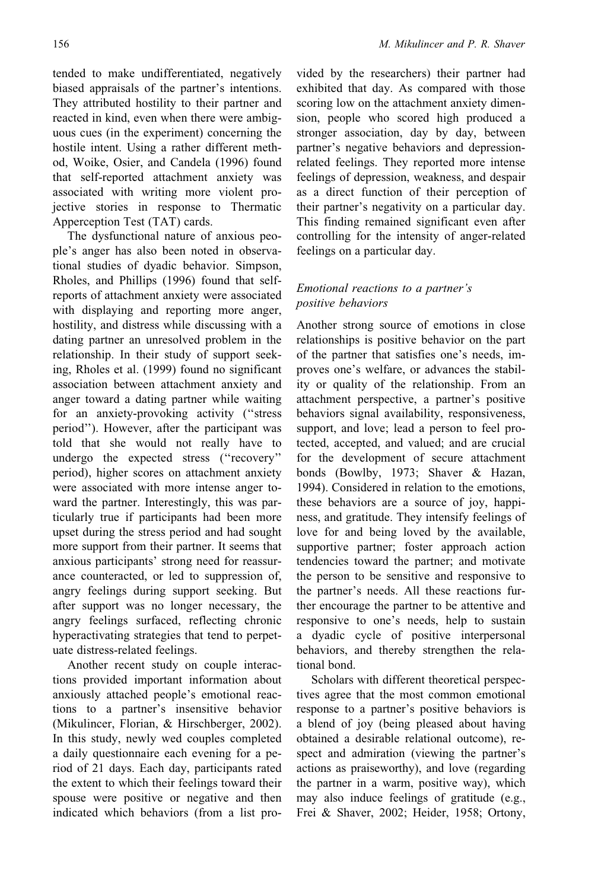tended to make undifferentiated, negatively biased appraisals of the partner's intentions. They attributed hostility to their partner and reacted in kind, even when there were ambiguous cues (in the experiment) concerning the hostile intent. Using a rather different method, Woike, Osier, and Candela (1996) found that self-reported attachment anxiety was associated with writing more violent projective stories in response to Thermatic Apperception Test (TAT) cards.

The dysfunctional nature of anxious people's anger has also been noted in observational studies of dyadic behavior. Simpson, Rholes, and Phillips (1996) found that self-reports of attachment anxiety were associated with displaying and reporting more anger, hostility, and distress while discussing with a dating partner an unresolved problem in the relationship. In their study of support seeking, Rholes et al. (1999) found no significant association between attachment anxiety and anger toward a dating partner while waiting for an anxiety-provoking activity ("stress period"). However, after the participant was told that she would not really have to undergo the expected stress ("recovery" period), higher scores on attachment anxiety were associated with more intense anger toward the partner. Interestingly, this was particularly true if participants had been more upset during the stress period and had sought more support from their partner. It seems that anxious participants' strong need for reassurance counteracted, or led to suppression of, angry feelings during support seeking. But after support was no longer necessary, the angry feelings surfaced, reflecting chronic hyperactivating strategies that tend to perpetuate distress-related feelings.

Another recent study on couple interactions provided important information about anxiously attached people's emotional reactions to a partner's insensitive behavior (Mikulincer, Florian, & Hirschberger, 2002). In this study, newly wed couples completed a daily questionnaire each evening for a period of 21 days. Each day, participants rated the extent to which their feelings toward their spouse were positive or negative and then indicated which behaviors (from a list provided by the researchers) their partner had exhibited that day. As compared with those scoring low on the attachment anxiety dimension, people who scored high produced a stronger association, day by day, between partner's negative behaviors and depression-related feelings. They reported more intense feelings of depression, weakness, and despair as a direct function of their perception of their partner's negativity on a particular day. This finding remained significant even after controlling for the intensity of anger-related feelings on a particular day.

### *Emotional reactions to a partner's positive behaviors*

Another strong source of emotions in close relationships is positive behavior on the part of the partner that satisfies one's needs, improves one's welfare, or advances the stability or quality of the relationship. From an attachment perspective, a partner's positive behaviors signal availability, responsiveness, support, and love; lead a person to feel protected, accepted, and valued; and are crucial for the development of secure attachment bonds (Bowlby, 1973; Shaver & Hazan, 1994). Considered in relation to the emotions, these behaviors are a source of joy, happiness, and gratitude. They intensify feelings of love for and being loved by the available, supportive partner; foster approach action tendencies toward the partner; and motivate the person to be sensitive and responsive to the partner's needs. All these reactions further encourage the partner to be attentive and responsive to one's needs, help to sustain a dyadic cycle of positive interpersonal behaviors, and thereby strengthen the relational bond.

Scholars with different theoretical perspectives agree that the most common emotional response to a partner's positive behaviors is a blend of joy (being pleased about having obtained a desirable relational outcome), respect and admiration (viewing the partner's actions as praiseworthy), and love (regarding the partner in a warm, positive way), which may also induce feelings of gratitude (e.g., Frei & Shaver, 2002; Heider, 1958; Ortony,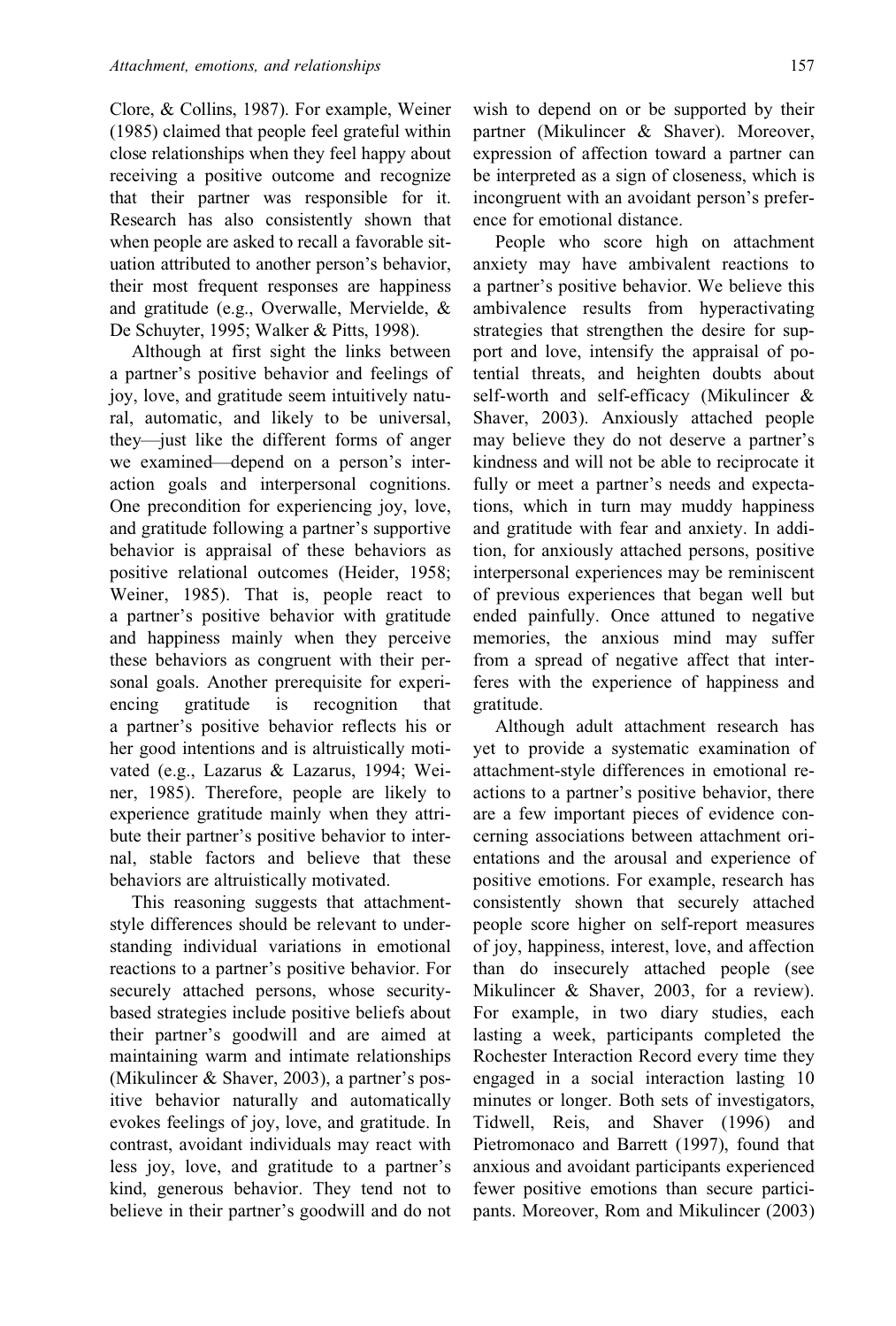Clore, & Collins, 1987). For example, Weiner (1985) claimed that people feel grateful within close relationships when they feel happy about receiving a positive outcome and recognize that their partner was responsible for it. Research has also consistently shown that when people are asked to recall a favorable situation attributed to another person's behavior, their most frequent responses are happiness and gratitude (e.g., Overwalle, Mervielde, & De Schuyter, 1995; Walker & Pitts, 1998).

Although at first sight the links between a partner's positive behavior and feelings of joy, love, and gratitude seem intuitively natural, automatic, and likely to be universal, they—just like the different forms of anger we examined—depend on a person's interaction goals and interpersonal cognitions. One precondition for experiencing joy, love, and gratitude following a partner's supportive behavior is appraisal of these behaviors as positive relational outcomes (Heider, 1958; Weiner, 1985). That is, people react to a partner's positive behavior with gratitude and happiness mainly when they perceive these behaviors as congruent with their personal goals. Another prerequisite for experiencing gratitude is recognition that a partner's positive behavior reflects his or her good intentions and is altruistically motivated (e.g., Lazarus & Lazarus, 1994; Weiner, 1985). Therefore, people are likely to experience gratitude mainly when they attribute their partner's positive behavior to internal, stable factors and believe that these behaviors are altruistically motivated.

This reasoning suggests that attachment-style differences should be relevant to understanding individual variations in emotional reactions to a partner's positive behavior. For securely attached persons, whose security-based strategies include positive beliefs about their partner's goodwill and are aimed at maintaining warm and intimate relationships (Mikulincer & Shaver, 2003), a partner's positive behavior naturally and automatically evokes feelings of joy, love, and gratitude. In contrast, avoidant individuals may react with less joy, love, and gratitude to a partner's kind, generous behavior. They tend not to believe in their partner's goodwill and do not wish to depend on or be supported by their partner (Mikulincer & Shaver). Moreover, expression of affection toward a partner can be interpreted as a sign of closeness, which is incongruent with an avoidant person's preference for emotional distance.

People who score high on attachment anxiety may have ambivalent reactions to a partner's positive behavior. We believe this ambivalence results from hyperactivating strategies that strengthen the desire for support and love, intensify the appraisal of potential threats, and heighten doubts about self-worth and self-efficacy (Mikulincer & Shaver, 2003). Anxiously attached people may believe they do not deserve a partner's kindness and will not be able to reciprocate it fully or meet a partner's needs and expectations, which in turn may muddy happiness and gratitude with fear and anxiety. In addition, for anxiously attached persons, positive interpersonal experiences may be reminiscent of previous experiences that began well but ended painfully. Once attuned to negative memories, the anxious mind may suffer from a spread of negative affect that interferes with the experience of happiness and gratitude.

Although adult attachment research has yet to provide a systematic examination of attachment-style differences in emotional reactions to a partner's positive behavior, there are a few important pieces of evidence concerning associations between attachment orientations and the arousal and experience of positive emotions. For example, research has consistently shown that securely attached people score higher on self-report measures of joy, happiness, interest, love, and affection than do insecurely attached people (see Mikulincer & Shaver, 2003, for a review). For example, in two diary studies, each lasting a week, participants completed the Rochester Interaction Record every time they engaged in a social interaction lasting 10 minutes or longer. Both sets of investigators, Tidwell, Reis, and Shaver (1996) and Pietromonaco and Barrett (1997), found that anxious and avoidant participants experienced fewer positive emotions than secure participants. Moreover, Rom and Mikulincer (2003)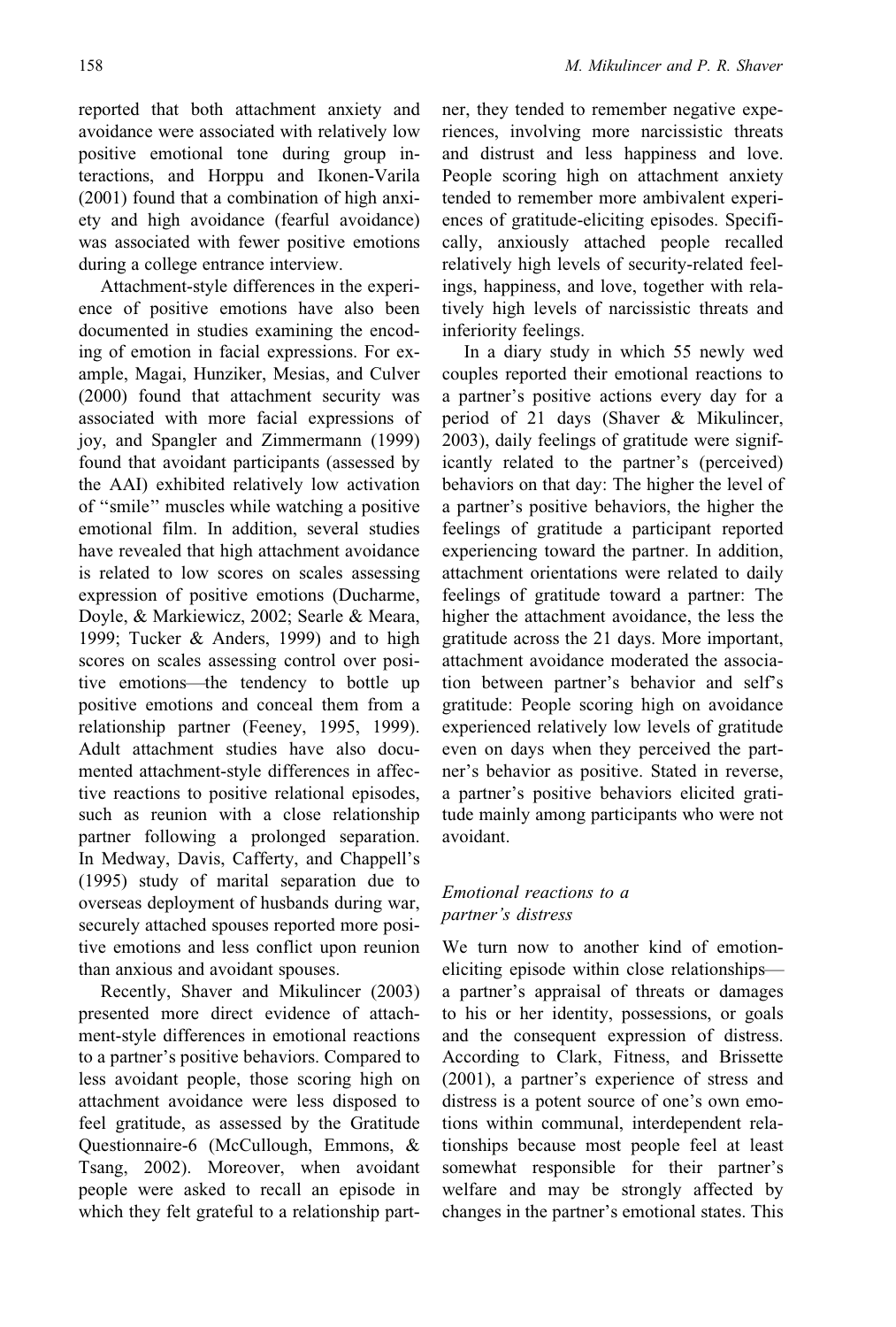reported that both attachment anxiety and avoidance were associated with relatively low positive emotional tone during group interactions, and Horppu and Ikonen-Varila (2001) found that a combination of high anxiety and high avoidance (fearful avoidance) was associated with fewer positive emotions during a college entrance interview.

Attachment-style differences in the experience of positive emotions have also been documented in studies examining the encoding of emotion in facial expressions. For example, Magai, Hunziker, Mesias, and Culver (2000) found that attachment security was associated with more facial expressions of joy, and Spangler and Zimmermann (1999) found that avoidant participants (assessed by the AAI) exhibited relatively low activation of "smile" muscles while watching a positive emotional film. In addition, several studies have revealed that high attachment avoidance is related to low scores on scales assessing expression of positive emotions (Ducharme, Doyle, & Markiewicz, 2002; Searle & Meara, 1999; Tucker & Anders, 1999) and to high scores on scales assessing control over positive emotions—the tendency to bottle up positive emotions and conceal them from a relationship partner (Feeney, 1995, 1999). Adult attachment studies have also documented attachment-style differences in affective reactions to positive relational episodes, such as reunion with a close relationship partner following a prolonged separation. In Medway, Davis, Cafferty, and Chappell's (1995) study of marital separation due to overseas deployment of husbands during war, securely attached spouses reported more positive emotions and less conflict upon reunion than anxious and avoidant spouses.

Recently, Shaver and Mikulincer (2003) presented more direct evidence of attachment-style differences in emotional reactions to a partner's positive behaviors. Compared to less avoidant people, those scoring high on attachment avoidance were less disposed to feel gratitude, as assessed by the Gratitude Questionnaire-6 (McCullough, Emmons, & Tsang, 2002). Moreover, when avoidant people were asked to recall an episode in which they felt grateful to a relationship partner, they tended to remember negative experiences, involving more narcissistic threats and distrust and less happiness and love. People scoring high on attachment anxiety tended to remember more ambivalent experiences of gratitude-eliciting episodes. Specifically, anxiously attached people recalled relatively high levels of security-related feelings, happiness, and love, together with relatively high levels of narcissistic threats and inferiority feelings.

In a diary study in which 55 newly wed couples reported their emotional reactions to a partner's positive actions every day for a period of 21 days (Shaver & Mikulincer, 2003), daily feelings of gratitude were significantly related to the partner's (perceived) behaviors on that day: The higher the level of a partner's positive behaviors, the higher the feelings of gratitude a participant reported experiencing toward the partner. In addition, attachment orientations were related to daily feelings of gratitude toward a partner: The higher the attachment avoidance, the less the gratitude across the 21 days. More important, attachment avoidance moderated the association between partner's behavior and self's gratitude: People scoring high on avoidance experienced relatively low levels of gratitude even on days when they perceived the partner's behavior as positive. Stated in reverse, a partner's positive behaviors elicited gratitude mainly among participants who were not avoidant.

### *Emotional reactions to a partner's distress*

We turn now to another kind of emotion-eliciting episode within close relationships—a partner's appraisal of threats or damages to his or her identity, possessions, or goals and the consequent expression of distress. According to Clark, Fitness, and Brissette (2001), a partner's experience of stress and distress is a potent source of one's own emotions within communal, interdependent relationships because most people feel at least somewhat responsible for their partner's welfare and may be strongly affected by changes in the partner's emotional states. This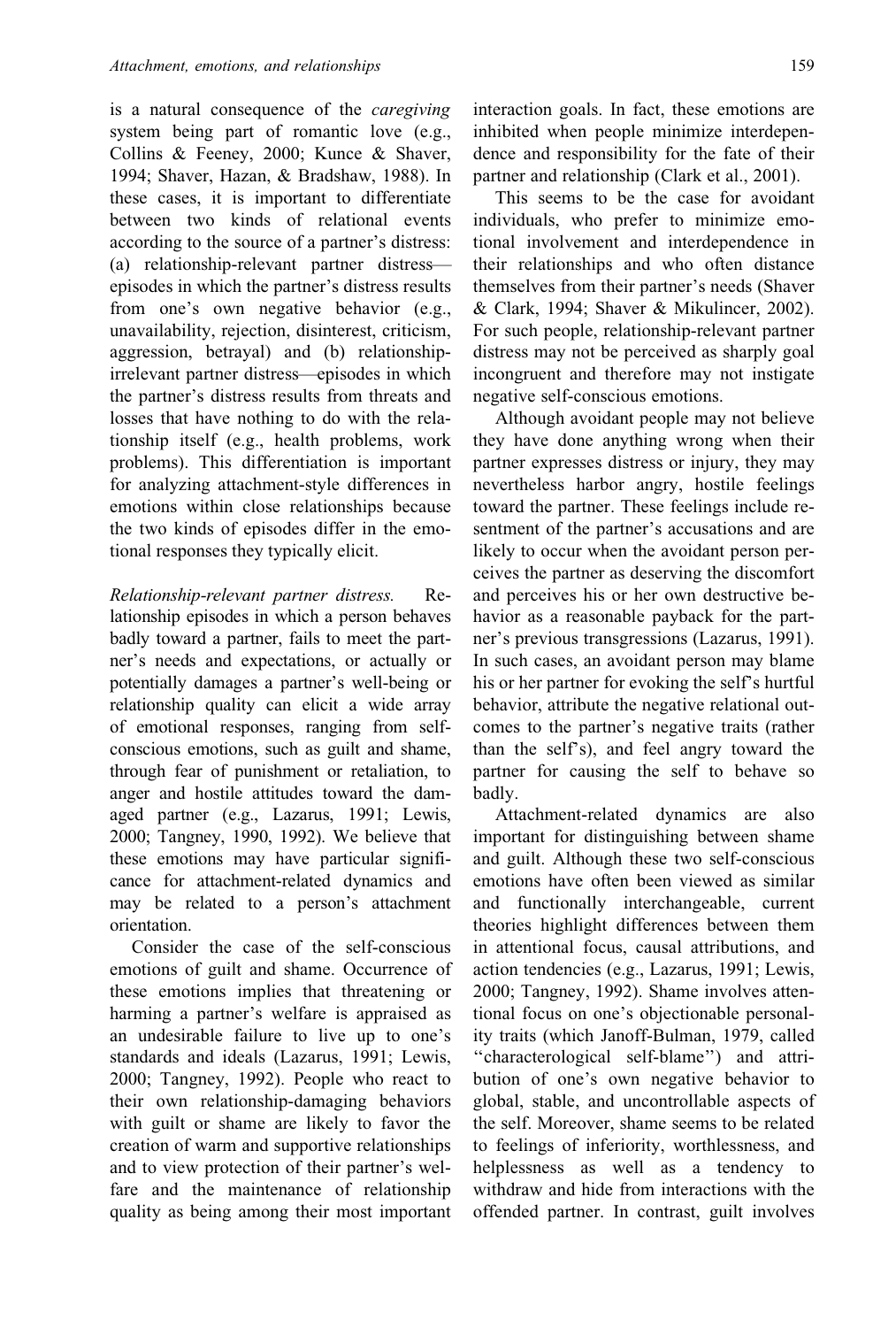is a natural consequence of the *caregiving* system being part of romantic love (e.g., Collins & Feeney, 2000; Kunce & Shaver, 1994; Shaver, Hazan, & Bradshaw, 1988). In these cases, it is important to differentiate between two kinds of relational events according to the source of a partner's distress: (a) relationship-relevant partner distress—episodes in which the partner's distress results from one's own negative behavior (e.g., unavailability, rejection, disinterest, criticism, aggression, betrayal) and (b) relationship-irrelevant partner distress—episodes in which the partner's distress results from threats and losses that have nothing to do with the relationship itself (e.g., health problems, work problems). This differentiation is important for analyzing attachment-style differences in emotions within close relationships because the two kinds of episodes differ in the emotional responses they typically elicit.

*Relationship-relevant partner distress.* Relationship episodes in which a person behaves badly toward a partner, fails to meet the partner's needs and expectations, or actually or potentially damages a partner's well-being or relationship quality can elicit a wide array of emotional responses, ranging from self-conscious emotions, such as guilt and shame, through fear of punishment or retaliation, to anger and hostile attitudes toward the damaged partner (e.g., Lazarus, 1991; Lewis, 2000; Tangney, 1990, 1992). We believe that these emotions may have particular significance for attachment-related dynamics and may be related to a person's attachment orientation.

Consider the case of the self-conscious emotions of guilt and shame. Occurrence of these emotions implies that threatening or harming a partner's welfare is appraised as an undesirable failure to live up to one's standards and ideals (Lazarus, 1991; Lewis, 2000; Tangney, 1992). People who react to their own relationship-damaging behaviors with guilt or shame are likely to favor the creation of warm and supportive relationships and to view protection of their partner's welfare and the maintenance of relationship quality as being among their most important interaction goals. In fact, these emotions are inhibited when people minimize interdependence and responsibility for the fate of their partner and relationship (Clark et al., 2001).

This seems to be the case for avoidant individuals, who prefer to minimize emotional involvement and interdependence in their relationships and who often distance themselves from their partner's needs (Shaver & Clark, 1994; Shaver & Mikulincer, 2002). For such people, relationship-relevant partner distress may not be perceived as sharply goal incongruent and therefore may not instigate negative self-conscious emotions.

Although avoidant people may not believe they have done anything wrong when their partner expresses distress or injury, they may nevertheless harbor angry, hostile feelings toward the partner. These feelings include resentment of the partner's accusations and are likely to occur when the avoidant person perceives the partner as deserving the discomfort and perceives his or her own destructive behavior as a reasonable payback for the partner's previous transgressions (Lazarus, 1991). In such cases, an avoidant person may blame his or her partner for evoking the self's hurtful behavior, attribute the negative relational outcomes to the partner's negative traits (rather than the self's), and feel angry toward the partner for causing the self to behave so badly.

Attachment-related dynamics are also important for distinguishing between shame and guilt. Although these two self-conscious emotions have often been viewed as similar and functionally interchangeable, current theories highlight differences between them in attentional focus, causal attributions, and action tendencies (e.g., Lazarus, 1991; Lewis, 2000; Tangney, 1992). Shame involves attentional focus on one's objectionable personality traits (which Janoff-Bulman, 1979, called ''characterological self-blame'') and attribution of one's own negative behavior to global, stable, and uncontrollable aspects of the self. Moreover, shame seems to be related to feelings of inferiority, worthlessness, and helplessness as well as a tendency to withdraw and hide from interactions with the offended partner. In contrast, guilt involves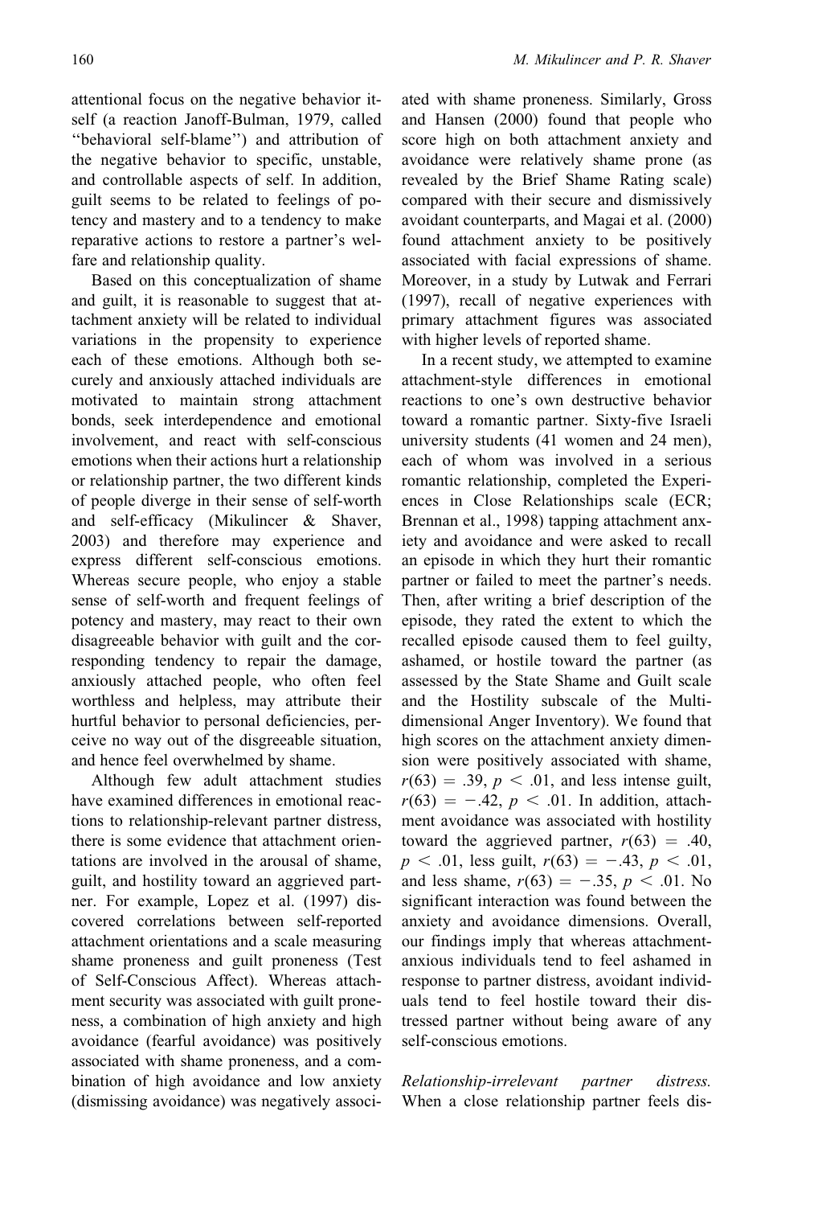attentional focus on the negative behavior itself (a reaction Janoff-Bulman, 1979, called "behavioral self-blame") and attribution of the negative behavior to specific, unstable, and controllable aspects of self. In addition, guilt seems to be related to feelings of potency and mastery and to a tendency to make reparative actions to restore a partner's welfare and relationship quality.

Based on this conceptualization of shame and guilt, it is reasonable to suggest that attachment anxiety will be related to individual variations in the propensity to experience each of these emotions. Although both securely and anxiously attached individuals are motivated to maintain strong attachment bonds, seek interdependence and emotional involvement, and react with self-conscious emotions when their actions hurt a relationship or relationship partner, the two different kinds of people diverge in their sense of self-worth and self-efficacy (Mikulincer & Shaver, 2003) and therefore may experience and express different self-conscious emotions. Whereas secure people, who enjoy a stable sense of self-worth and frequent feelings of potency and mastery, may react to their own disagreeable behavior with guilt and the corresponding tendency to repair the damage, anxiously attached people, who often feel worthless and helpless, may attribute their hurtful behavior to personal deficiencies, perceive no way out of the disgreeable situation, and hence feel overwhelmed by shame.

Although few adult attachment studies have examined differences in emotional reactions to relationship-relevant partner distress, there is some evidence that attachment orientations are involved in the arousal of shame, guilt, and hostility toward an aggrieved partner. For example, Lopez et al. (1997) discovered correlations between self-reported attachment orientations and a scale measuring shame proneness and guilt proneness (Test of Self-Conscious Affect). Whereas attachment security was associated with guilt proneness, a combination of high anxiety and high avoidance (fearful avoidance) was positively associated with shame proneness, and a combination of high avoidance and low anxiety (dismissing avoidance) was negatively associated with shame proneness. Similarly, Gross and Hansen (2000) found that people who score high on both attachment anxiety and avoidance were relatively shame prone (as revealed by the Brief Shame Rating scale) compared with their secure and dismissively avoidant counterparts, and Magai et al. (2000) found attachment anxiety to be positively associated with facial expressions of shame. Moreover, in a study by Lutwak and Ferrari (1997), recall of negative experiences with primary attachment figures was associated with higher levels of reported shame.

In a recent study, we attempted to examine attachment-style differences in emotional reactions to one's own destructive behavior toward a romantic partner. Sixty-five Israeli university students (41 women and 24 men), each of whom was involved in a serious romantic relationship, completed the Experiences in Close Relationships scale (ECR; Brennan et al., 1998) tapping attachment anxiety and avoidance and were asked to recall an episode in which they hurt their romantic partner or failed to meet the partner's needs. Then, after writing a brief description of the episode, they rated the extent to which the recalled episode caused them to feel guilty, ashamed, or hostile toward the partner (as assessed by the State Shame and Guilt scale and the Hostility subscale of the Multidimensional Anger Inventory). We found that high scores on the attachment anxiety dimension were positively associated with shame, $r(63) = .39$, $p < .01$, and less intense guilt, $r(63) = -.42$, $p < .01$. In addition, attachment avoidance was associated with hostility toward the aggrieved partner, $r(63) = .40$, $p < .01$, less guilt, $r(63) = -.43$, $p < .01$, and less shame, $r(63) = -.35$, $p < .01$. No significant interaction was found between the anxiety and avoidance dimensions. Overall, our findings imply that whereas attachment-anxious individuals tend to feel ashamed in response to partner distress, avoidant individuals tend to feel hostile toward their distressed partner without being aware of any self-conscious emotions.

*Relationship-irrelevant partner distress.* When a close relationship partner feels dis-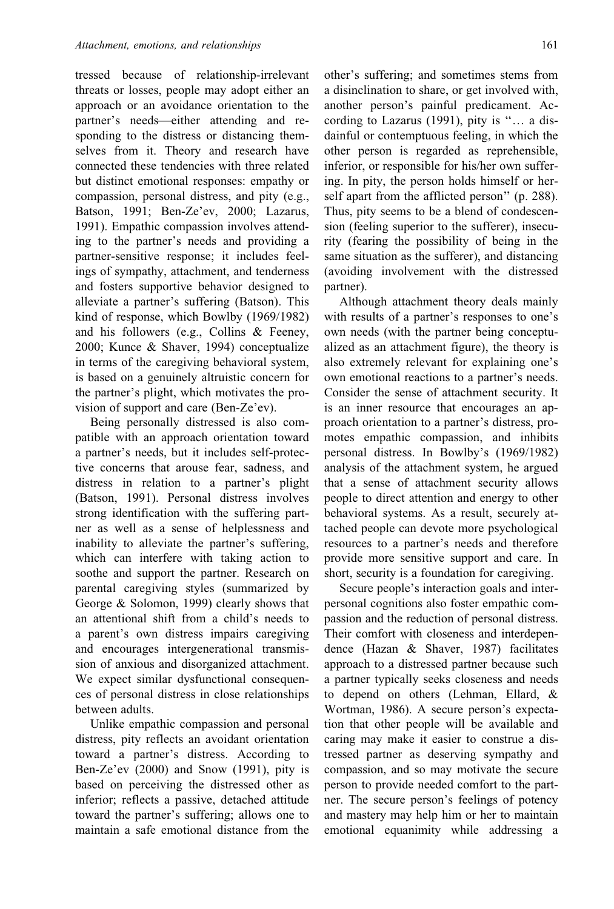tressed because of relationship-irrelevant threats or losses, people may adopt either an approach or an avoidance orientation to the partner's needs—either attending and responding to the distress or distancing themselves from it. Theory and research have connected these tendencies with three related but distinct emotional responses: empathy or compassion, personal distress, and pity (e.g., Batson, 1991; Ben-Ze'ev, 2000; Lazarus, 1991). Empathic compassion involves attending to the partner's needs and providing a partner-sensitive response; it includes feelings of sympathy, attachment, and tenderness and fosters supportive behavior designed to alleviate a partner's suffering (Batson). This kind of response, which Bowlby (1969/1982) and his followers (e.g., Collins & Feeney, 2000; Kunce & Shaver, 1994) conceptualize in terms of the caregiving behavioral system, is based on a genuinely altruistic concern for the partner's plight, which motivates the provision of support and care (Ben-Ze'ev).

Being personally distressed is also compatible with an approach orientation toward a partner's needs, but it includes self-protective concerns that arouse fear, sadness, and distress in relation to a partner's plight (Batson, 1991). Personal distress involves strong identification with the suffering partner as well as a sense of helplessness and inability to alleviate the partner's suffering, which can interfere with taking action to soothe and support the partner. Research on parental caregiving styles (summarized by George & Solomon, 1999) clearly shows that an attentional shift from a child's needs to a parent's own distress impairs caregiving and encourages intergenerational transmission of anxious and disorganized attachment. We expect similar dysfunctional consequences of personal distress in close relationships between adults.

Unlike empathic compassion and personal distress, pity reflects an avoidant orientation toward a partner's distress. According to Ben-Ze'ev (2000) and Snow (1991), pity is based on perceiving the distressed other as inferior; reflects a passive, detached attitude toward the partner's suffering; allows one to maintain a safe emotional distance from the other's suffering; and sometimes stems from a disinclination to share, or get involved with, another person's painful predicament. According to Lazarus (1991), pity is "… a disdainful or contemptuous feeling, in which the other person is regarded as reprehensible, inferior, or responsible for his/her own suffering. In pity, the person holds himself or herself apart from the afflicted person" (p. 288). Thus, pity seems to be a blend of condescension (feeling superior to the sufferer), insecurity (fearing the possibility of being in the same situation as the sufferer), and distancing (avoiding involvement with the distressed partner).

Although attachment theory deals mainly with results of a partner's responses to one's own needs (with the partner being conceptualized as an attachment figure), the theory is also extremely relevant for explaining one's own emotional reactions to a partner's needs. Consider the sense of attachment security. It is an inner resource that encourages an approach orientation to a partner's distress, promotes empathic compassion, and inhibits personal distress. In Bowlby's (1969/1982) analysis of the attachment system, he argued that a sense of attachment security allows people to direct attention and energy to other behavioral systems. As a result, securely attached people can devote more psychological resources to a partner's needs and therefore provide more sensitive support and care. In short, security is a foundation for caregiving.

Secure people's interaction goals and interpersonal cognitions also foster empathic compassion and the reduction of personal distress. Their comfort with closeness and interdependence (Hazan & Shaver, 1987) facilitates approach to a distressed partner because such a partner typically seeks closeness and needs to depend on others (Lehman, Ellard, & Wortman, 1986). A secure person's expectation that other people will be available and caring may make it easier to construe a distressed partner as deserving sympathy and compassion, and so may motivate the secure person to provide needed comfort to the partner. The secure person's feelings of potency and mastery may help him or her to maintain emotional equanimity while addressing a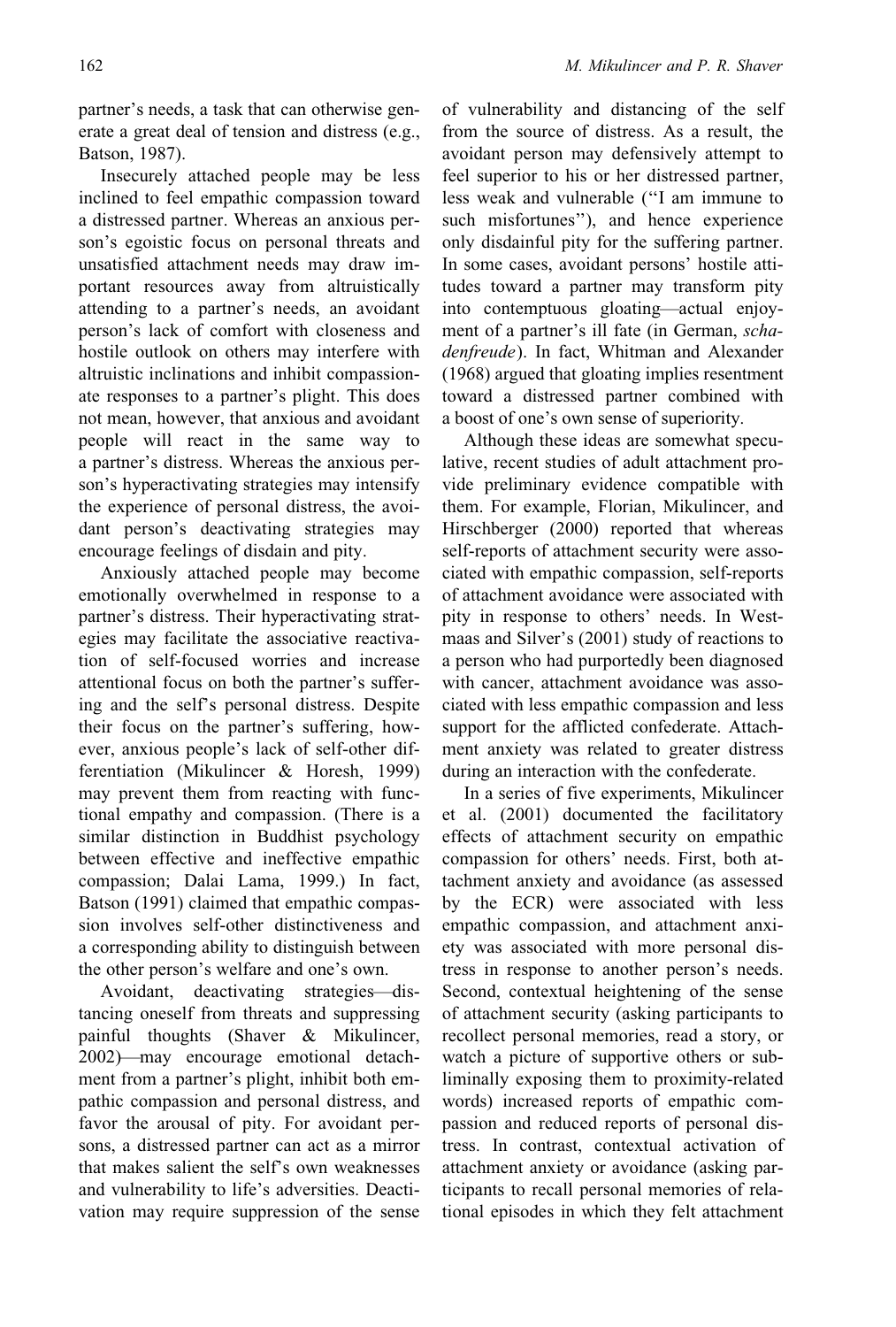partner's needs, a task that can otherwise generate a great deal of tension and distress (e.g., Batson, 1987).

Insecurely attached people may be less inclined to feel empathic compassion toward a distressed partner. Whereas an anxious person's egoistic focus on personal threats and unsatisfied attachment needs may draw important resources away from altruistically attending to a partner's needs, an avoidant person's lack of comfort with closeness and hostile outlook on others may interfere with altruistic inclinations and inhibit compassionate responses to a partner's plight. This does not mean, however, that anxious and avoidant people will react in the same way to a partner's distress. Whereas the anxious person's hyperactivating strategies may intensify the experience of personal distress, the avoidant person's deactivating strategies may encourage feelings of disdain and pity.

Anxiously attached people may become emotionally overwhelmed in response to a partner's distress. Their hyperactivating strategies may facilitate the associative reactivation of self-focused worries and increase attentional focus on both the partner's suffering and the self's personal distress. Despite their focus on the partner's suffering, however, anxious people's lack of self-other differentiation (Mikulincer & Horesh, 1999) may prevent them from reacting with functional empathy and compassion. (There is a similar distinction in Buddhist psychology between effective and ineffective empathic compassion; Dalai Lama, 1999.) In fact, Batson (1991) claimed that empathic compassion involves self-other distinctiveness and a corresponding ability to distinguish between the other person's welfare and one's own.

Avoidant, deactivating strategies—distancing oneself from threats and suppressing painful thoughts (Shaver & Mikulincer, 2002)—may encourage emotional detachment from a partner's plight, inhibit both empathic compassion and personal distress, and favor the arousal of pity. For avoidant persons, a distressed partner can act as a mirror that makes salient the self's own weaknesses and vulnerability to life's adversities. Deactivation may require suppression of the sense of vulnerability and distancing of the self from the source of distress. As a result, the avoidant person may defensively attempt to feel superior to his or her distressed partner, less weak and vulnerable ("I am immune to such misfortunes"), and hence experience only disdainful pity for the suffering partner. In some cases, avoidant persons' hostile attitudes toward a partner may transform pity into contemptuous gloating—actual enjoyment of a partner's ill fate (in German, *schadenfreude*). In fact, Whitman and Alexander (1968) argued that gloating implies resentment toward a distressed partner combined with a boost of one's own sense of superiority.

Although these ideas are somewhat speculative, recent studies of adult attachment provide preliminary evidence compatible with them. For example, Florian, Mikulincer, and Hirschberger (2000) reported that whereas self-reports of attachment security were associated with empathic compassion, self-reports of attachment avoidance were associated with pity in response to others' needs. In Westmaas and Silver's (2001) study of reactions to a person who had purportedly been diagnosed with cancer, attachment avoidance was associated with less empathic compassion and less support for the afflicted confederate. Attachment anxiety was related to greater distress during an interaction with the confederate.

In a series of five experiments, Mikulincer et al. (2001) documented the facilitatory effects of attachment security on empathic compassion for others' needs. First, both attachment anxiety and avoidance (as assessed by the ECR) were associated with less empathic compassion, and attachment anxiety was associated with more personal distress in response to another person's needs. Second, contextual heightening of the sense of attachment security (asking participants to recollect personal memories, read a story, or watch a picture of supportive others or subliminally exposing them to proximity-related words) increased reports of empathic compassion and reduced reports of personal distress. In contrast, contextual activation of attachment anxiety or avoidance (asking participants to recall personal memories of relational episodes in which they felt attachment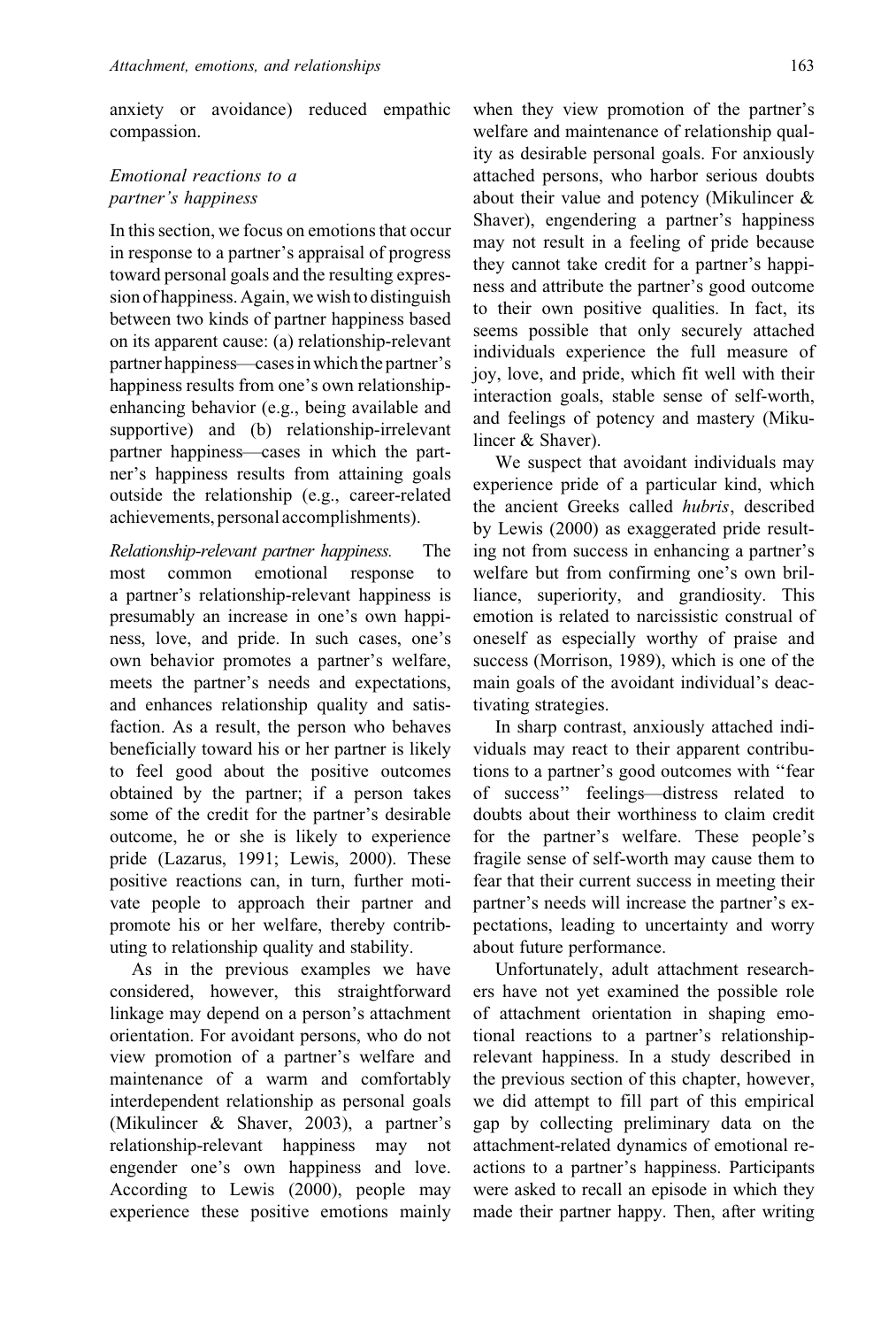anxiety or avoidance) reduced empathic compassion.

### *Emotional reactions to a partner's happiness*

In this section, we focus on emotions that occur in response to a partner's appraisal of progress toward personal goals and the resulting expression of happiness. Again, we wish to distinguish between two kinds of partner happiness based on its apparent cause: (a) relationship-relevant partner happiness—cases in which the partner's happiness results from one's own relationship-enhancing behavior (e.g., being available and supportive) and (b) relationship-irrelevant partner happiness—cases in which the partner's happiness results from attaining goals outside the relationship (e.g., career-related achievements, personal accomplishments).

*Relationship-relevant partner happiness.* The most common emotional response to a partner's relationship-relevant happiness is presumably an increase in one's own happiness, love, and pride. In such cases, one's own behavior promotes a partner's welfare, meets the partner's needs and expectations, and enhances relationship quality and satisfaction. As a result, the person who behaves beneficially toward his or her partner is likely to feel good about the positive outcomes obtained by the partner; if a person takes some of the credit for the partner's desirable outcome, he or she is likely to experience pride (Lazarus, 1991; Lewis, 2000). These positive reactions can, in turn, further motivate people to approach their partner and promote his or her welfare, thereby contributing to relationship quality and stability.

As in the previous examples we have considered, however, this straightforward linkage may depend on a person's attachment orientation. For avoidant persons, who do not view promotion of a partner's welfare and maintenance of a warm and comfortably interdependent relationship as personal goals (Mikulincer & Shaver, 2003), a partner's relationship-relevant happiness may not engender one's own happiness and love. According to Lewis (2000), people may experience these positive emotions mainly when they view promotion of the partner's welfare and maintenance of relationship quality as desirable personal goals. For anxiously attached persons, who harbor serious doubts about their value and potency (Mikulincer & Shaver), engendering a partner's happiness may not result in a feeling of pride because they cannot take credit for a partner's happiness and attribute the partner's good outcome to their own positive qualities. In fact, its seems possible that only securely attached individuals experience the full measure of joy, love, and pride, which fit well with their interaction goals, stable sense of self-worth, and feelings of potency and mastery (Mikulincer & Shaver).

We suspect that avoidant individuals may experience pride of a particular kind, which the ancient Greeks called *hubris*, described by Lewis (2000) as exaggerated pride resulting not from success in enhancing a partner's welfare but from confirming one's own brilliance, superiority, and grandiosity. This emotion is related to narcissistic construal of oneself as especially worthy of praise and success (Morrison, 1989), which is one of the main goals of the avoidant individual's deactivating strategies.

In sharp contrast, anxiously attached individuals may react to their apparent contributions to a partner's good outcomes with "fear of success" feelings—distress related to doubts about their worthiness to claim credit for the partner's welfare. These people's fragile sense of self-worth may cause them to fear that their current success in meeting their partner's needs will increase the partner's expectations, leading to uncertainty and worry about future performance.

Unfortunately, adult attachment researchers have not yet examined the possible role of attachment orientation in shaping emotional reactions to a partner's relationship-relevant happiness. In a study described in the previous section of this chapter, however, we did attempt to fill part of this empirical gap by collecting preliminary data on the attachment-related dynamics of emotional reactions to a partner's happiness. Participants were asked to recall an episode in which they made their partner happy. Then, after writing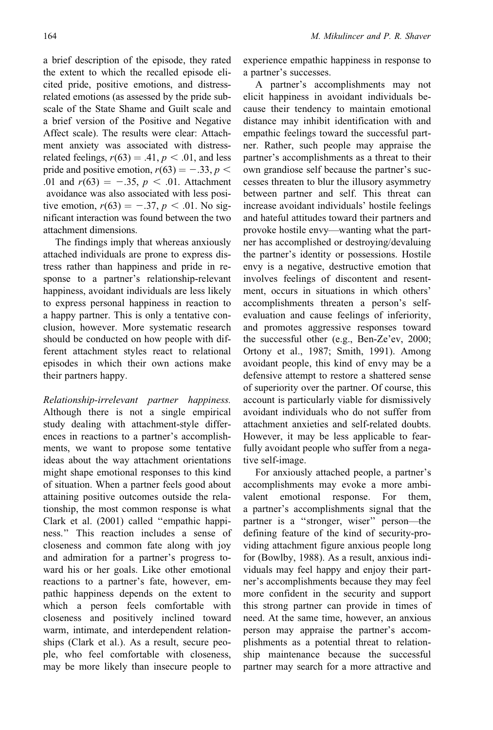a brief description of the episode, they rated the extent to which the recalled episode elicited pride, positive emotions, and distress-related emotions (as assessed by the pride subscale of the State Shame and Guilt scale and a brief version of the Positive and Negative Affect scale). The results were clear: Attachment anxiety was associated with distress-related feelings, $r(63) = .41$, $p < .01$, and less pride and positive emotion, $r(63) = -.33$, $p < .01$ and $r(63) = -.35$, $p < .01$. Attachment avoidance was also associated with less positive emotion, $r(63) = -.37$, $p < .01$. No significant interaction was found between the two attachment dimensions.

The findings imply that whereas anxiously attached individuals are prone to express distress rather than happiness and pride in response to a partner's relationship-relevant happiness, avoidant individuals are less likely to express personal happiness in reaction to a happy partner. This is only a tentative conclusion, however. More systematic research should be conducted on how people with different attachment styles react to relational episodes in which their own actions make their partners happy.

*Relationship-irrelevant partner happiness.* Although there is not a single empirical study dealing with attachment-style differences in reactions to a partner's accomplishments, we want to propose some tentative ideas about the way attachment orientations might shape emotional responses to this kind of situation. When a partner feels good about attaining positive outcomes outside the relationship, the most common response is what Clark et al. (2001) called "empathic happiness." This reaction includes a sense of closeness and common fate along with joy and admiration for a partner's progress toward his or her goals. Like other emotional reactions to a partner's fate, however, empathic happiness depends on the extent to which a person feels comfortable with closeness and positively inclined toward warm, intimate, and interdependent relationships (Clark et al.). As a result, secure people, who feel comfortable with closeness, may be more likely than insecure people to experience empathic happiness in response to a partner's successes.

A partner's accomplishments may not elicit happiness in avoidant individuals because their tendency to maintain emotional distance may inhibit identification with and empathic feelings toward the successful partner. Rather, such people may appraise the partner's accomplishments as a threat to their own grandiose self because the partner's successes threaten to blur the illusory asymmetry between partner and self. This threat can increase avoidant individuals' hostile feelings and hateful attitudes toward their partners and provoke hostile envy—wanting what the partner has accomplished or destroying/devaluing the partner's identity or possessions. Hostile envy is a negative, destructive emotion that involves feelings of discontent and resentment, occurs in situations in which others' accomplishments threaten a person's self-evaluation and cause feelings of inferiority, and promotes aggressive responses toward the successful other (e.g., Ben-Ze'ev, 2000; Ortony et al., 1987; Smith, 1991). Among avoidant people, this kind of envy may be a defensive attempt to restore a shattered sense of superiority over the partner. Of course, this account is particularly viable for dismissively avoidant individuals who do not suffer from attachment anxieties and self-related doubts. However, it may be less applicable to fearfully avoidant people who suffer from a negative self-image.

For anxiously attached people, a partner's accomplishments may evoke a more ambivalent emotional response. For them, a partner's accomplishments signal that the partner is a "stronger, wiser" person—the defining feature of the kind of security-providing attachment figure anxious people long for (Bowlby, 1988). As a result, anxious individuals may feel happy and enjoy their partner's accomplishments because they may feel more confident in the security and support this strong partner can provide in times of need. At the same time, however, an anxious person may appraise the partner's accomplishments as a potential threat to relationship maintenance because the successful partner may search for a more attractive and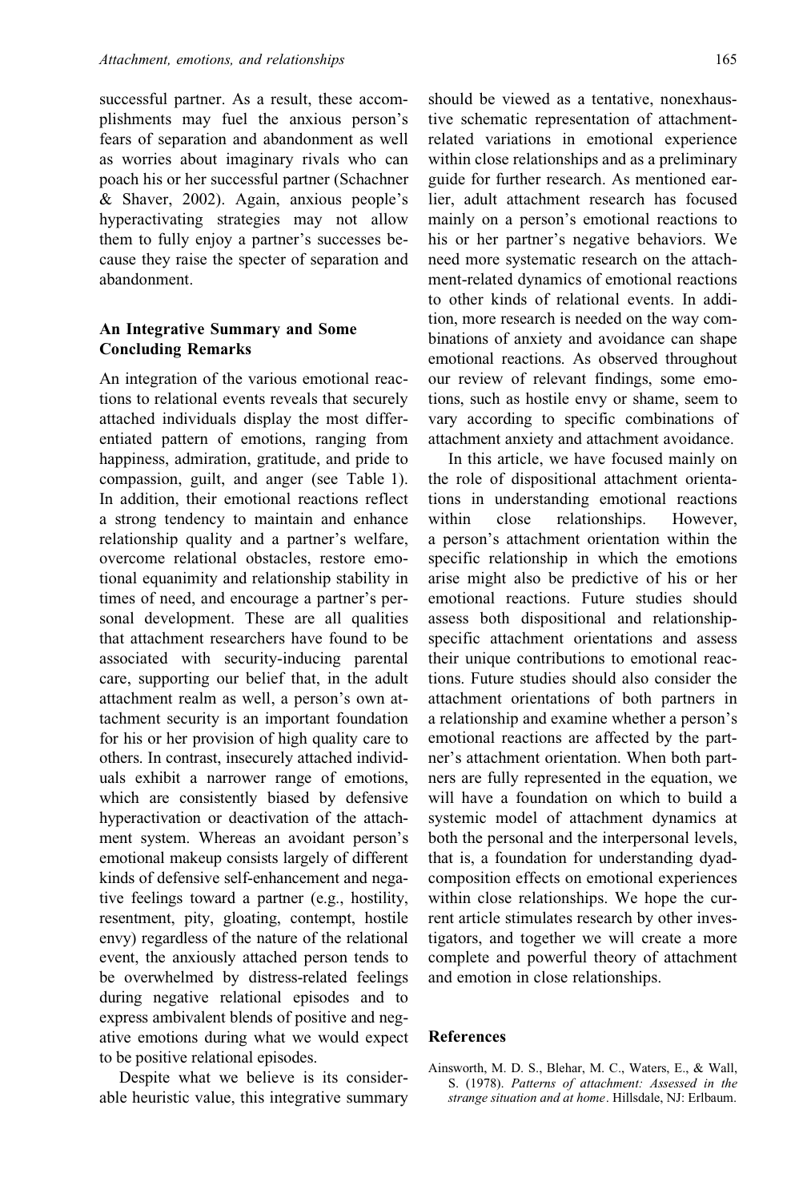successful partner. As a result, these accomplishments may fuel the anxious person's fears of separation and abandonment as well as worries about imaginary rivals who can poach his or her successful partner (Schachner & Shaver, 2002). Again, anxious people's hyperactivating strategies may not allow them to fully enjoy a partner's successes because they raise the specter of separation and abandonment.

## An Integrative Summary and Some Concluding Remarks

An integration of the various emotional reactions to relational events reveals that securely attached individuals display the most differentiated pattern of emotions, ranging from happiness, admiration, gratitude, and pride to compassion, guilt, and anger (see Table 1). In addition, their emotional reactions reflect a strong tendency to maintain and enhance relationship quality and a partner's welfare, overcome relational obstacles, restore emotional equanimity and relationship stability in times of need, and encourage a partner's personal development. These are all qualities that attachment researchers have found to be associated with security-inducing parental care, supporting our belief that, in the adult attachment realm as well, a person's own attachment security is an important foundation for his or her provision of high quality care to others. In contrast, insecurely attached individuals exhibit a narrower range of emotions, which are consistently biased by defensive hyperactivation or deactivation of the attachment system. Whereas an avoidant person's emotional makeup consists largely of different kinds of defensive self-enhancement and negative feelings toward a partner (e.g., hostility, resentment, pity, gloating, contempt, hostile envy) regardless of the nature of the relational event, the anxiously attached person tends to be overwhelmed by distress-related feelings during negative relational episodes and to express ambivalent blends of positive and negative emotions during what we would expect to be positive relational episodes.

Despite what we believe is its considerable heuristic value, this integrative summary should be viewed as a tentative, nonexhaustive schematic representation of attachment-related variations in emotional experience within close relationships and as a preliminary guide for further research. As mentioned earlier, adult attachment research has focused mainly on a person's emotional reactions to his or her partner's negative behaviors. We need more systematic research on the attachment-related dynamics of emotional reactions to other kinds of relational events. In addition, more research is needed on the way combinations of anxiety and avoidance can shape emotional reactions. As observed throughout our review of relevant findings, some emotions, such as hostile envy or shame, seem to vary according to specific combinations of attachment anxiety and attachment avoidance.

In this article, we have focused mainly on the role of dispositional attachment orientations in understanding emotional reactions within close relationships. However, a person's attachment orientation within the specific relationship in which the emotions arise might also be predictive of his or her emotional reactions. Future studies should assess both dispositional and relationship-specific attachment orientations and assess their unique contributions to emotional reactions. Future studies should also consider the attachment orientations of both partners in a relationship and examine whether a person's emotional reactions are affected by the partner's attachment orientation. When both partners are fully represented in the equation, we will have a foundation on which to build a systemic model of attachment dynamics at both the personal and the interpersonal levels, that is, a foundation for understanding dyad-composition effects on emotional experiences within close relationships. We hope the current article stimulates research by other investigators, and together we will create a more complete and powerful theory of attachment and emotion in close relationships.

## References

Ainsworth, M. D. S., Blehar, M. C., Waters, E., & Wall, S. (1978). *Patterns of attachment: Assessed in the strange situation and at home*. Hillsdale, NJ: Erlbaum.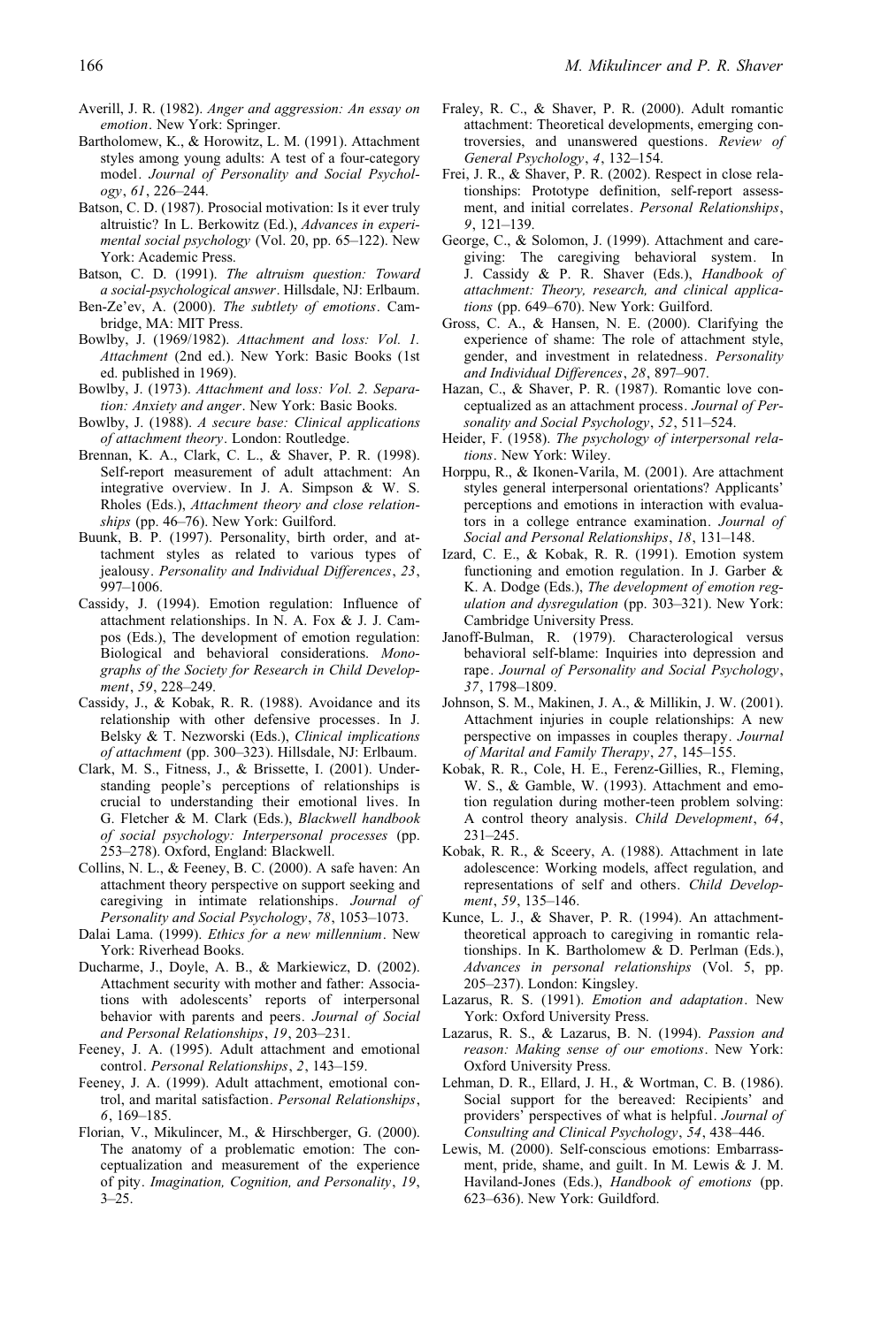Averill, J. R. (1982). *Anger and aggression: An essay on emotion*. New York: Springer.

Bartholomew, K., & Horowitz, L. M. (1991). Attachment styles among young adults: A test of a four-category model. *Journal of Personality and Social Psychology*, *61*, 226–244.

Batson, C. D. (1987). Prosocial motivation: Is it ever truly altruistic? In L. Berkowitz (Ed.), *Advances in experimental social psychology* (Vol. 20, pp. 65–122). New York: Academic Press.

Batson, C. D. (1991). *The altruism question: Toward a social-psychological answer*. Hillsdale, NJ: Erlbaum.

Ben-Ze'ev, A. (2000). *The subtlety of emotions*. Cambridge, MA: MIT Press.

Bowlby, J. (1969/1982). *Attachment and loss: Vol. 1. Attachment* (2nd ed.). New York: Basic Books (1st ed. published in 1969).

Bowlby, J. (1973). *Attachment and loss: Vol. 2. Separation: Anxiety and anger*. New York: Basic Books.

Bowlby, J. (1988). *A secure base: Clinical applications of attachment theory*. London: Routledge.

Brennan, K. A., Clark, C. L., & Shaver, P. R. (1998). Self-report measurement of adult attachment: An integrative overview. In J. A. Simpson & W. S. Rholes (Eds.), *Attachment theory and close relationships* (pp. 46–76). New York: Guilford.

Buunk, B. P. (1997). Personality, birth order, and attachment styles as related to various types of jealousy. *Personality and Individual Differences*, *23*, 997–1006.

Cassidy, J. (1994). Emotion regulation: Influence of attachment relationships. In N. A. Fox & J. J. Campos (Eds.), The development of emotion regulation: Biological and behavioral considerations. *Monographs of the Society for Research in Child Development*, *59*, 228–249.

Cassidy, J., & Kobak, R. R. (1988). Avoidance and its relationship with other defensive processes. In J. Belsky & T. Nezworski (Eds.), *Clinical implications of attachment* (pp. 300–323). Hillsdale, NJ: Erlbaum.

Clark, M. S., Fitness, J., & Brissette, I. (2001). Understanding people's perceptions of relationships is crucial to understanding their emotional lives. In G. Fletcher & M. Clark (Eds.), *Blackwell handbook of social psychology: Interpersonal processes* (pp. 253–278). Oxford, England: Blackwell.

Collins, N. L., & Feeney, B. C. (2000). A safe haven: An attachment theory perspective on support seeking and caregiving in intimate relationships. *Journal of Personality and Social Psychology*, *78*, 1053–1073.

Dalai Lama. (1999). *Ethics for a new millennium*. New York: Riverhead Books.

Ducharme, J., Doyle, A. B., & Markiewicz, D. (2002). Attachment security with mother and father: Associations with adolescents' reports of interpersonal behavior with parents and peers. *Journal of Social and Personal Relationships*, *19*, 203–231.

Feeney, J. A. (1995). Adult attachment and emotional control. *Personal Relationships*, *2*, 143–159.

Feeney, J. A. (1999). Adult attachment, emotional control, and marital satisfaction. *Personal Relationships*, *6*, 169–185.

Florian, V., Mikulincer, M., & Hirschberger, G. (2000). The anatomy of a problematic emotion: The conceptualization and measurement of the experience of pity. *Imagination, Cognition, and Personality*, *19*, 3–25.

Fraley, R. C., & Shaver, P. R. (2000). Adult romantic attachment: Theoretical developments, emerging controversies, and unanswered questions. *Review of General Psychology*, *4*, 132–154.

Frei, J. R., & Shaver, P. R. (2002). Respect in close relationships: Prototype definition, self-report assessment, and initial correlates. *Personal Relationships*, *9*, 121–139.

George, C., & Solomon, J. (1999). Attachment and caregiving: The caregiving behavioral system. In J. Cassidy & P. R. Shaver (Eds.), *Handbook of attachment: Theory, research, and clinical applications* (pp. 649–670). New York: Guilford.

Gross, C. A., & Hansen, N. E. (2000). Clarifying the experience of shame: The role of attachment style, gender, and investment in relatedness. *Personality and Individual Differences*, *28*, 897–907.

Hazan, C., & Shaver, P. R. (1987). Romantic love conceptualized as an attachment process. *Journal of Personality and Social Psychology*, *52*, 511–524.

Heider, F. (1958). *The psychology of interpersonal relations*. New York: Wiley.

Horppu, R., & Ikonen-Varila, M. (2001). Are attachment styles general interpersonal orientations? Applicants' perceptions and emotions in interaction with evaluators in a college entrance examination. *Journal of Social and Personal Relationships*, *18*, 131–148.

Izard, C. E., & Kobak, R. R. (1991). Emotion system functioning and emotion regulation. In J. Garber & K. A. Dodge (Eds.), *The development of emotion regulation and dysregulation* (pp. 303–321). New York: Cambridge University Press.

Janoff-Bulman, R. (1979). Characterological versus behavioral self-blame: Inquiries into depression and rape. *Journal of Personality and Social Psychology*, *37*, 1798–1809.

Johnson, S. M., Makinen, J. A., & Millikin, J. W. (2001). Attachment injuries in couple relationships: A new perspective on impasses in couples therapy. *Journal of Marital and Family Therapy*, *27*, 145–155.

Kobak, R. R., Cole, H. E., Ferenz-Gillies, R., Fleming, W. S., & Gamble, W. (1993). Attachment and emotion regulation during mother-teen problem solving: A control theory analysis. *Child Development*, *64*, 231–245.

Kobak, R. R., & Sceery, A. (1988). Attachment in late adolescence: Working models, affect regulation, and representations of self and others. *Child Development*, *59*, 135–146.

Kunce, L. J., & Shaver, P. R. (1994). An attachment-theoretical approach to caregiving in romantic relationships. In K. Bartholomew & D. Perlman (Eds.), *Advances in personal relationships* (Vol. 5, pp. 205–237). London: Kingsley.

Lazarus, R. S. (1991). *Emotion and adaptation*. New York: Oxford University Press.

Lazarus, R. S., & Lazarus, B. N. (1994). *Passion and reason: Making sense of our emotions*. New York: Oxford University Press.

Lehman, D. R., Ellard, J. H., & Wortman, C. B. (1986). Social support for the bereaved: Recipients' and providers' perspectives of what is helpful. *Journal of Consulting and Clinical Psychology*, *54*, 438–446.

Lewis, M. (2000). Self-conscious emotions: Embarrassment, pride, shame, and guilt. In M. Lewis & J. M. Haviland-Jones (Eds.), *Handbook of emotions* (pp. 623–636). New York: Guildford.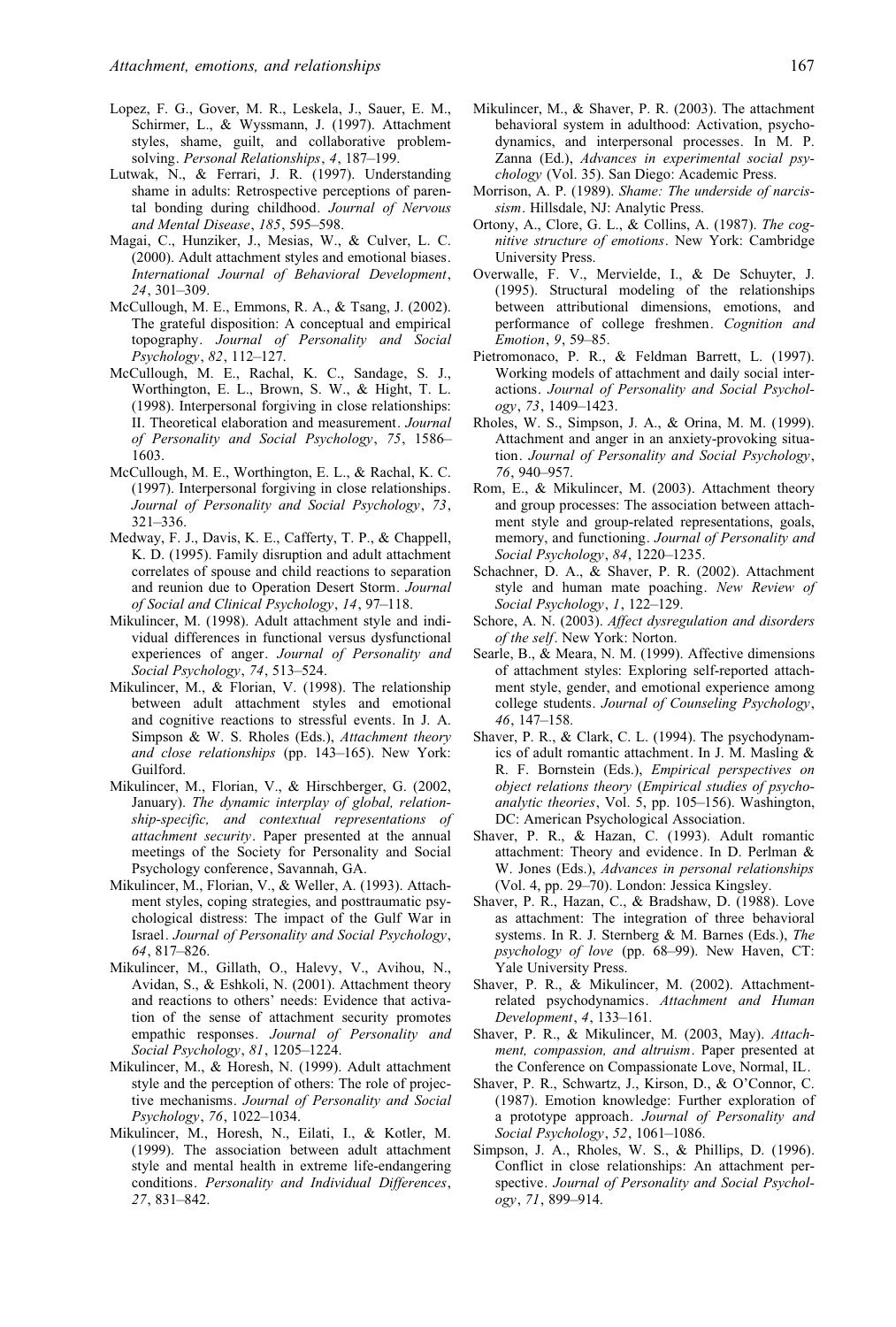Lopez, F. G., Gover, M. R., Leskela, J., Sauer, E. M., Schirmer, L., & Wyssmann, J. (1997). Attachment styles, shame, guilt, and collaborative problem-solving. *Personal Relationships*, *4*, 187–199.

Lutwak, N., & Ferrari, J. R. (1997). Understanding shame in adults: Retrospective perceptions of parental bonding during childhood. *Journal of Nervous and Mental Disease*, *185*, 595–598.

Magai, C., Hunziker, J., Mesias, W., & Culver, L. C. (2000). Adult attachment styles and emotional biases. *International Journal of Behavioral Development*, *24*, 301–309.

McCullough, M. E., Emmons, R. A., & Tsang, J. (2002). The grateful disposition: A conceptual and empirical topography. *Journal of Personality and Social Psychology*, *82*, 112–127.

McCullough, M. E., Rachal, K. C., Sandage, S. J., Worthington, E. L., Brown, S. W., & Hight, T. L. (1998). Interpersonal forgiving in close relationships: II. Theoretical elaboration and measurement. *Journal of Personality and Social Psychology*, *75*, 1586–1603.

McCullough, M. E., Worthington, E. L., & Rachal, K. C. (1997). Interpersonal forgiving in close relationships. *Journal of Personality and Social Psychology*, *73*, 321–336.

Medway, F. J., Davis, K. E., Cafferty, T. P., & Chappell, K. D. (1995). Family disruption and adult attachment correlates of spouse and child reactions to separation and reunion due to Operation Desert Storm. *Journal of Social and Clinical Psychology*, *14*, 97–118.

Mikulincer, M. (1998). Adult attachment style and individual differences in functional versus dysfunctional experiences of anger. *Journal of Personality and Social Psychology*, *74*, 513–524.

Mikulincer, M., & Florian, V. (1998). The relationship between adult attachment styles and emotional and cognitive reactions to stressful events. In J. A. Simpson & W. S. Rholes (Eds.), *Attachment theory and close relationships* (pp. 143–165). New York: Guilford.

Mikulincer, M., Florian, V., & Hirschberger, G. (2002, January). *The dynamic interplay of global, relationship-specific, and contextual representations of attachment security*. Paper presented at the annual meetings of the Society for Personality and Social Psychology conference, Savannah, GA.

Mikulincer, M., Florian, V., & Weller, A. (1993). Attachment styles, coping strategies, and posttraumatic psychological distress: The impact of the Gulf War in Israel. *Journal of Personality and Social Psychology*, *64*, 817–826.

Mikulincer, M., Gillath, O., Halevy, V., Avihou, N., Avidan, S., & Eshkoli, N. (2001). Attachment theory and reactions to others' needs: Evidence that activation of the sense of attachment security promotes empathic responses. *Journal of Personality and Social Psychology*, *81*, 1205–1224.

Mikulincer, M., & Horesh, N. (1999). Adult attachment style and the perception of others: The role of projective mechanisms. *Journal of Personality and Social Psychology*, *76*, 1022–1034.

Mikulincer, M., Horesh, N., Eilati, I., & Kotler, M. (1999). The association between adult attachment style and mental health in extreme life-endangering conditions. *Personality and Individual Differences*, *27*, 831–842.

Mikulincer, M., & Shaver, P. R. (2003). The attachment behavioral system in adulthood: Activation, psychodynamics, and interpersonal processes. In M. P. Zanna (Ed.), *Advances in experimental social psychology* (Vol. 35). San Diego: Academic Press.

Morrison, A. P. (1989). *Shame: The underside of narcissism*. Hillsdale, NJ: Analytic Press.

Ortony, A., Clore, G. L., & Collins, A. (1987). *The cognitive structure of emotions*. New York: Cambridge University Press.

Overwalle, F. V., Mervielde, I., & De Schuyter, J. (1995). Structural modeling of the relationships between attributional dimensions, emotions, and performance of college freshmen. *Cognition and Emotion*, *9*, 59–85.

Pietromonaco, P. R., & Feldman Barrett, L. (1997). Working models of attachment and daily social interactions. *Journal of Personality and Social Psychology*, *73*, 1409–1423.

Rholes, W. S., Simpson, J. A., & Orina, M. M. (1999). Attachment and anger in an anxiety-provoking situation. *Journal of Personality and Social Psychology*, *76*, 940–957.

Rom, E., & Mikulincer, M. (2003). Attachment theory and group processes: The association between attachment style and group-related representations, goals, memory, and functioning. *Journal of Personality and Social Psychology*, *84*, 1220–1235.

Schachner, D. A., & Shaver, P. R. (2002). Attachment style and human mate poaching. *New Review of Social Psychology*, *1*, 122–129.

Schore, A. N. (2003). *Affect dysregulation and disorders of the self*. New York: Norton.

Searle, B., & Meara, N. M. (1999). Affective dimensions of attachment styles: Exploring self-reported attachment style, gender, and emotional experience among college students. *Journal of Counseling Psychology*, *46*, 147–158.

Shaver, P. R., & Clark, C. L. (1994). The psychodynamics of adult romantic attachment. In J. M. Masling & R. F. Bornstein (Eds.), *Empirical perspectives on object relations theory* (*Empirical studies of psychoanalytic theories*, Vol. 5, pp. 105–156). Washington, DC: American Psychological Association.

Shaver, P. R., & Hazan, C. (1993). Adult romantic attachment: Theory and evidence. In D. Perlman & W. Jones (Eds.), *Advances in personal relationships* (Vol. 4, pp. 29–70). London: Jessica Kingsley.

Shaver, P. R., Hazan, C., & Bradshaw, D. (1988). Love as attachment: The integration of three behavioral systems. In R. J. Sternberg & M. Barnes (Eds.), *The psychology of love* (pp. 68–99). New Haven, CT: Yale University Press.

Shaver, P. R., & Mikulincer, M. (2002). Attachment-related psychodynamics. *Attachment and Human Development*, *4*, 133–161.

Shaver, P. R., & Mikulincer, M. (2003, May). *Attachment, compassion, and altruism*. Paper presented at the Conference on Compassionate Love, Normal, IL.

Shaver, P. R., Schwartz, J., Kirson, D., & O'Connor, C. (1987). Emotion knowledge: Further exploration of a prototype approach. *Journal of Personality and Social Psychology*, *52*, 1061–1086.

Simpson, J. A., Rholes, W. S., & Phillips, D. (1996). Conflict in close relationships: An attachment perspective. *Journal of Personality and Social Psychology*, *71*, 899–914.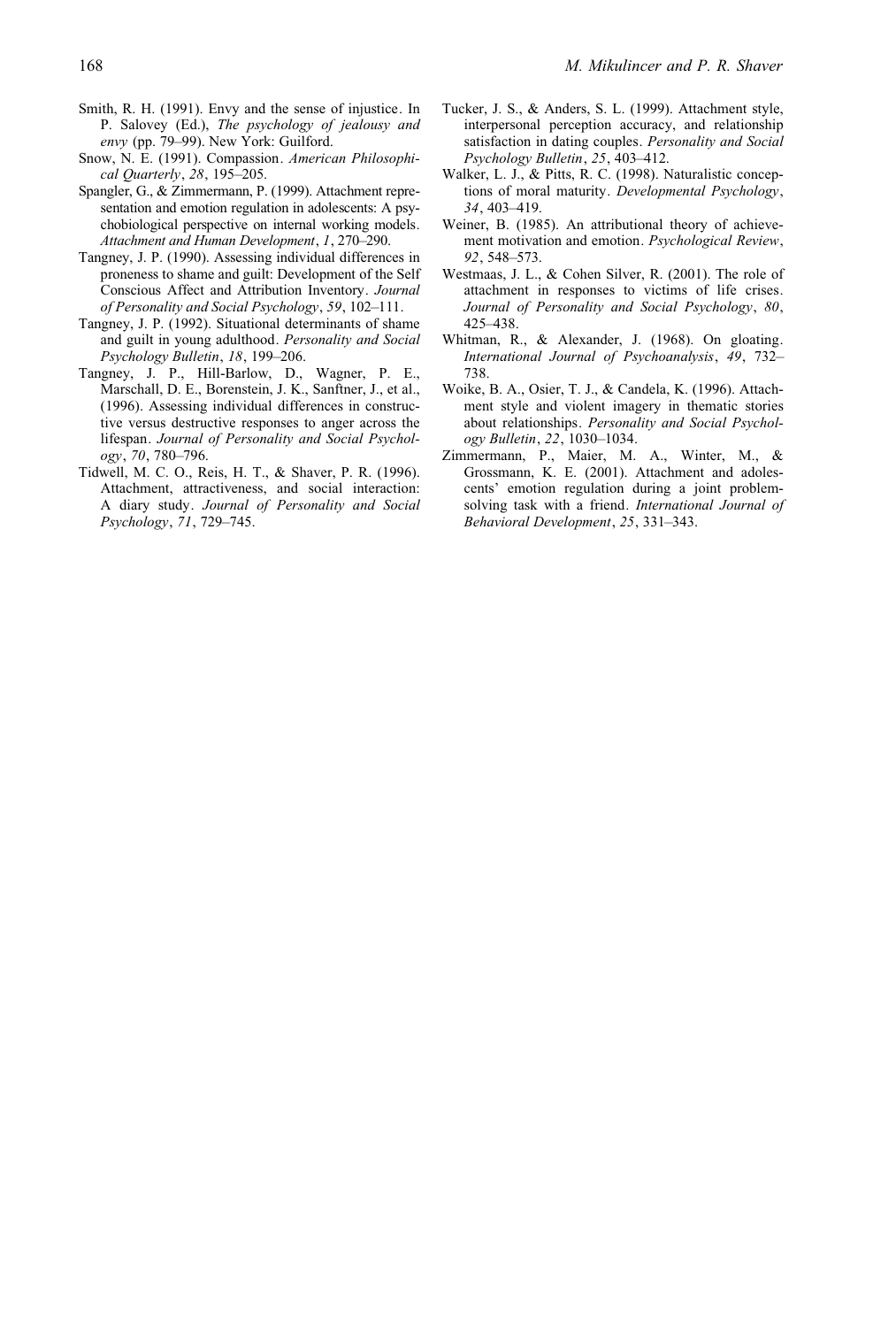Smith, R. H. (1991). Envy and the sense of injustice. In P. Salovey (Ed.), *The psychology of jealousy and envy* (pp. 79–99). New York: Guilford.

Snow, N. E. (1991). Compassion. *American Philosophical Quarterly*, *28*, 195–205.

Spangler, G., & Zimmermann, P. (1999). Attachment representation and emotion regulation in adolescents: A psychobiological perspective on internal working models. *Attachment and Human Development*, *1*, 270–290.

Tangney, J. P. (1990). Assessing individual differences in proneness to shame and guilt: Development of the Self Conscious Affect and Attribution Inventory. *Journal of Personality and Social Psychology*, *59*, 102–111.

Tangney, J. P. (1992). Situational determinants of shame and guilt in young adulthood. *Personality and Social Psychology Bulletin*, *18*, 199–206.

Tangney, J. P., Hill-Barlow, D., Wagner, P. E., Marschall, D. E., Borenstein, J. K., Sanftner, J., et al., (1996). Assessing individual differences in constructive versus destructive responses to anger across the lifespan. *Journal of Personality and Social Psychology*, *70*, 780–796.

Tidwell, M. C. O., Reis, H. T., & Shaver, P. R. (1996). Attachment, attractiveness, and social interaction: A diary study. *Journal of Personality and Social Psychology*, *71*, 729–745.

Tucker, J. S., & Anders, S. L. (1999). Attachment style, interpersonal perception accuracy, and relationship satisfaction in dating couples. *Personality and Social Psychology Bulletin*, *25*, 403–412.

Walker, L. J., & Pitts, R. C. (1998). Naturalistic conceptions of moral maturity. *Developmental Psychology*, *34*, 403–419.

Weiner, B. (1985). An attributional theory of achievement motivation and emotion. *Psychological Review*, *92*, 548–573.

Westmaas, J. L., & Cohen Silver, R. (2001). The role of attachment in responses to victims of life crises. *Journal of Personality and Social Psychology*, *80*, 425–438.

Whitman, R., & Alexander, J. (1968). On gloating. *International Journal of Psychoanalysis*, *49*, 732–738.

Woike, B. A., Osier, T. J., & Candela, K. (1996). Attachment style and violent imagery in thematic stories about relationships. *Personality and Social Psychology Bulletin*, *22*, 1030–1034.

Zimmermann, P., Maier, M. A., Winter, M., & Grossmann, K. E. (2001). Attachment and adolescents' emotion regulation during a joint problem-solving task with a friend. *International Journal of Behavioral Development*, *25*, 331–343.